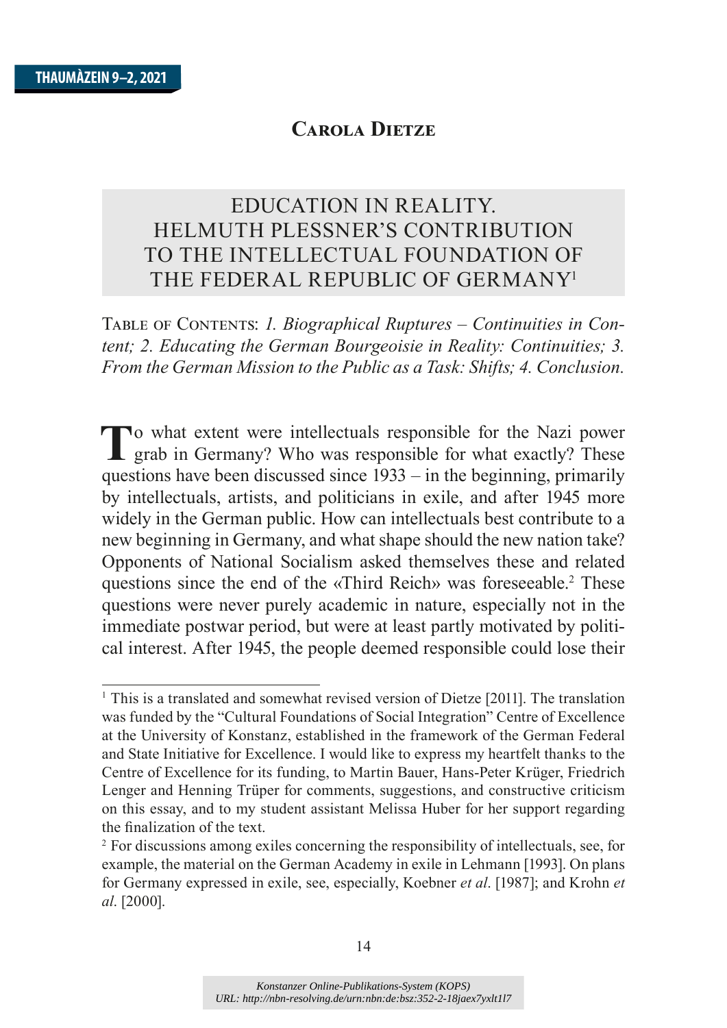## Carola Dietze

# EDUCATION IN REALITY. HELMUTH PLESSNER'S CONTRIBUTION TO THE INTELLECTUAL FOUNDATION OF THE FEDERAL REPUBLIC OF GERMANY[1]

Table of Contents: *1. Biographical Ruptures – Continuities in Content; 2. Educating the German Bourgeoisie in Reality: Continuities; 3. From the German Mission to the Public as a Task: Shifts; 4. Conclusion.*

To what extent were intellectuals responsible for the Nazi power grab in Germany? Who was responsible for what exactly? These questions have been discussed since 1933 – in the beginning, primarily by intellectuals, artists, and politicians in exile, and after 1945 more widely in the German public. How can intellectuals best contribute to a new beginning in Germany, and what shape should the new nation take? Opponents of National Socialism asked themselves these and related questions since the end of the «Third Reich» was foreseeable.[2] These questions were never purely academic in nature, especially not in the immediate postwar period, but were at least partly motivated by political interest. After 1945, the people deemed responsible could lose their

---

[1] This is a translated and somewhat revised version of Dietze [2011]. The translation was funded by the "Cultural Foundations of Social Integration" Centre of Excellence at the University of Konstanz, established in the framework of the German Federal and State Initiative for Excellence. I would like to express my heartfelt thanks to the Centre of Excellence for its funding, to Martin Bauer, Hans-Peter Krüger, Friedrich Lenger and Henning Trüper for comments, suggestions, and constructive criticism on this essay, and to my student assistant Melissa Huber for her support regarding the finalization of the text.

[2] For discussions among exiles concerning the responsibility of intellectuals, see, for example, the material on the German Academy in exile in Lehmann [1993]. On plans for Germany expressed in exile, see, especially, Koebner *et al*. [1987]; and Krohn *et al*. [2000].

Konstanzer Online-Publikations-System (KOPS)
URL: http://nbn-resolving.de/urn:nbn:de:bsz:352-2-18jaex7yxlt1l7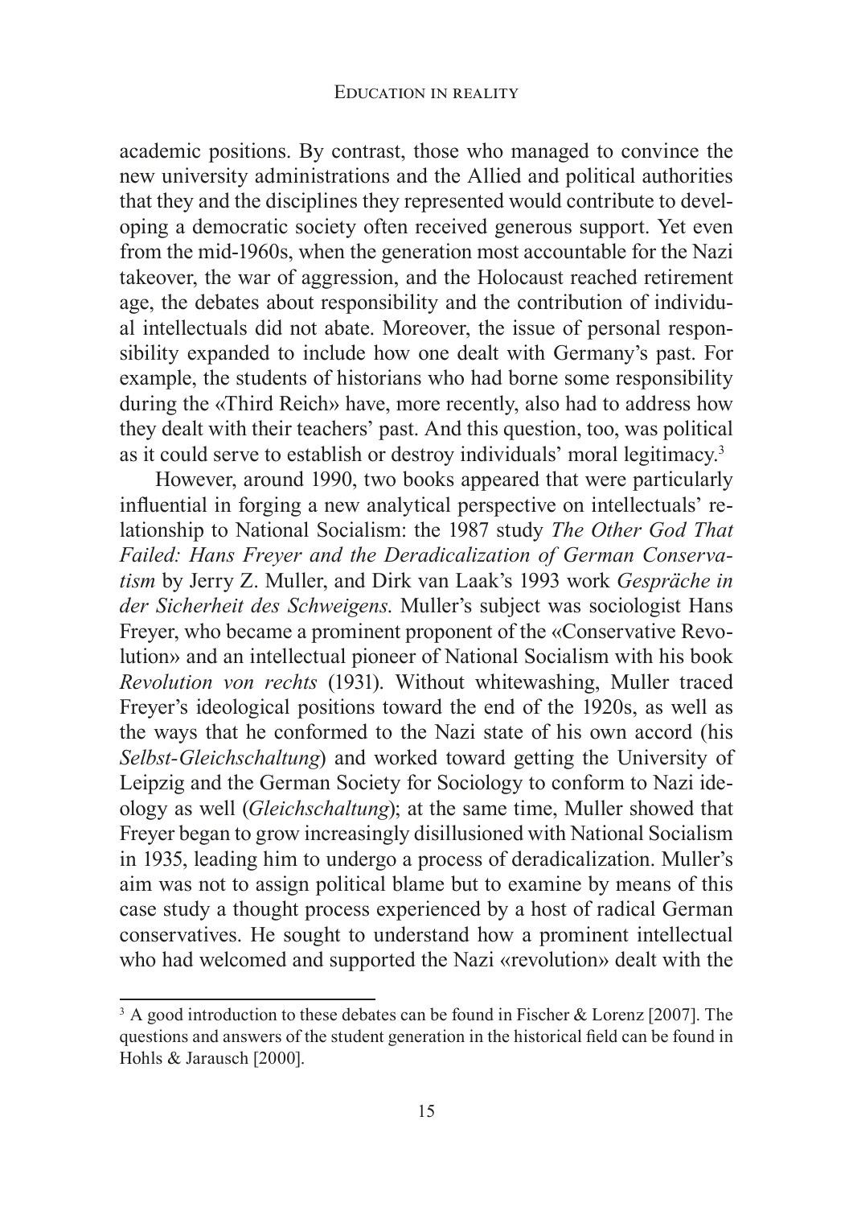academic positions. By contrast, those who managed to convince the new university administrations and the Allied and political authorities that they and the disciplines they represented would contribute to developing a democratic society often received generous support. Yet even from the mid-1960s, when the generation most accountable for the Nazi takeover, the war of aggression, and the Holocaust reached retirement age, the debates about responsibility and the contribution of individual intellectuals did not abate. Moreover, the issue of personal responsibility expanded to include how one dealt with Germany's past. For example, the students of historians who had borne some responsibility during the «Third Reich» have, more recently, also had to address how they dealt with their teachers' past. And this question, too, was political as it could serve to establish or destroy individuals' moral legitimacy.[3]

However, around 1990, two books appeared that were particularly influential in forging a new analytical perspective on intellectuals' relationship to National Socialism: the 1987 study *The Other God That Failed: Hans Freyer and the Deradicalization of German Conservatism* by Jerry Z. Muller, and Dirk van Laak's 1993 work *Gespräche in der Sicherheit des Schweigens*. Muller's subject was sociologist Hans Freyer, who became a prominent proponent of the «Conservative Revolution» and an intellectual pioneer of National Socialism with his book *Revolution von rechts* (1931). Without whitewashing, Muller traced Freyer's ideological positions toward the end of the 1920s, as well as the ways that he conformed to the Nazi state of his own accord (his *Selbst-Gleichschaltung*) and worked toward getting the University of Leipzig and the German Society for Sociology to conform to Nazi ideology as well (*Gleichschaltung*); at the same time, Muller showed that Freyer began to grow increasingly disillusioned with National Socialism in 1935, leading him to undergo a process of deradicalization. Muller's aim was not to assign political blame but to examine by means of this case study a thought process experienced by a host of radical German conservatives. He sought to understand how a prominent intellectual who had welcomed and supported the Nazi «revolution» dealt with the

[3] A good introduction to these debates can be found in Fischer & Lorenz [2007]. The questions and answers of the student generation in the historical field can be found in Hohls & Jarausch [2000].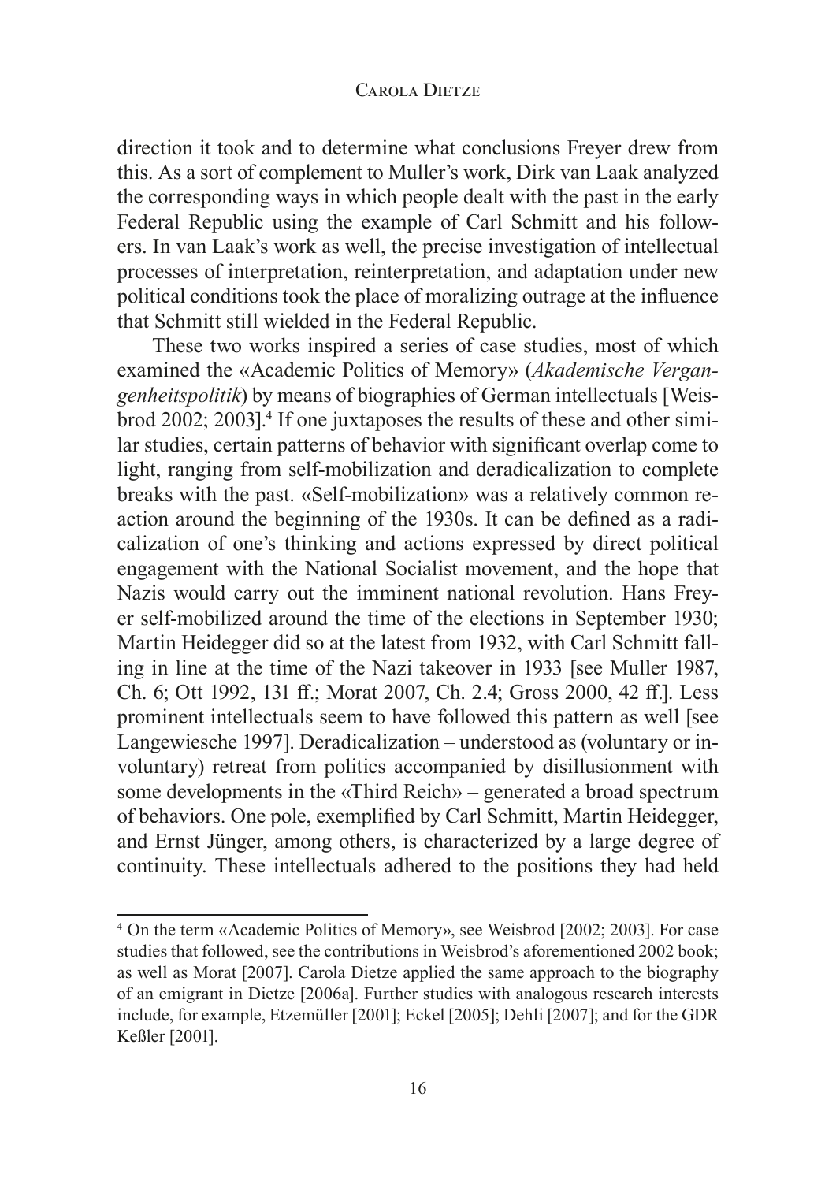direction it took and to determine what conclusions Freyer drew from this. As a sort of complement to Muller's work, Dirk van Laak analyzed the corresponding ways in which people dealt with the past in the early Federal Republic using the example of Carl Schmitt and his followers. In van Laak's work as well, the precise investigation of intellectual processes of interpretation, reinterpretation, and adaptation under new political conditions took the place of moralizing outrage at the influence that Schmitt still wielded in the Federal Republic.

These two works inspired a series of case studies, most of which examined the «Academic Politics of Memory» (*Akademische Vergangenheitspolitik*) by means of biographies of German intellectuals [Weisbrod 2002; 2003].[4] If one juxtaposes the results of these and other similar studies, certain patterns of behavior with significant overlap come to light, ranging from self-mobilization and deradicalization to complete breaks with the past. «Self-mobilization» was a relatively common reaction around the beginning of the 1930s. It can be defined as a radicalization of one's thinking and actions expressed by direct political engagement with the National Socialist movement, and the hope that Nazis would carry out the imminent national revolution. Hans Freyer self-mobilized around the time of the elections in September 1930; Martin Heidegger did so at the latest from 1932, with Carl Schmitt falling in line at the time of the Nazi takeover in 1933 [see Muller 1987, Ch. 6; Ott 1992, 131 ff.; Morat 2007, Ch. 2.4; Gross 2000, 42 ff.]. Less prominent intellectuals seem to have followed this pattern as well [see Langewiesche 1997]. Deradicalization – understood as (voluntary or involuntary) retreat from politics accompanied by disillusionment with some developments in the «Third Reich» – generated a broad spectrum of behaviors. One pole, exemplified by Carl Schmitt, Martin Heidegger, and Ernst Jünger, among others, is characterized by a large degree of continuity. These intellectuals adhered to the positions they had held

---

[4] On the term «Academic Politics of Memory», see Weisbrod [2002; 2003]. For case studies that followed, see the contributions in Weisbrod's aforementioned 2002 book; as well as Morat [2007]. Carola Dietze applied the same approach to the biography of an emigrant in Dietze [2006a]. Further studies with analogous research interests include, for example, Etzemüller [2001]; Eckel [2005]; Dehli [2007]; and for the GDR Keßler [2001].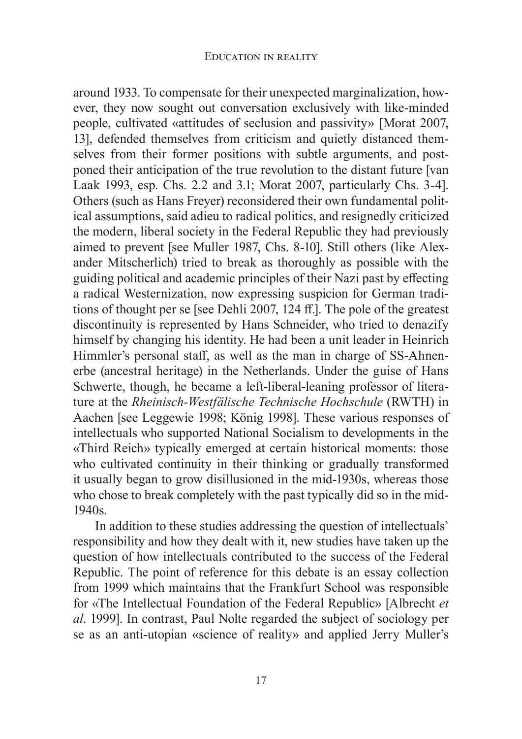around 1933. To compensate for their unexpected marginalization, however, they now sought out conversation exclusively with like-minded people, cultivated «attitudes of seclusion and passivity» [Morat 2007, 13], defended themselves from criticism and quietly distanced themselves from their former positions with subtle arguments, and postponed their anticipation of the true revolution to the distant future [van Laak 1993, esp. Chs. 2.2 and 3.1; Morat 2007, particularly Chs. 3-4]. Others (such as Hans Freyer) reconsidered their own fundamental political assumptions, said adieu to radical politics, and resignedly criticized the modern, liberal society in the Federal Republic they had previously aimed to prevent [see Muller 1987, Chs. 8-10]. Still others (like Alexander Mitscherlich) tried to break as thoroughly as possible with the guiding political and academic principles of their Nazi past by effecting a radical Westernization, now expressing suspicion for German traditions of thought per se [see Dehli 2007, 124 ff.]. The pole of the greatest discontinuity is represented by Hans Schneider, who tried to denazify himself by changing his identity. He had been a unit leader in Heinrich Himmler's personal staff, as well as the man in charge of SS-Ahnenerbe (ancestral heritage) in the Netherlands. Under the guise of Hans Schwerte, though, he became a left-liberal-leaning professor of literature at the *Rheinisch-Westfälische Technische Hochschule* (RWTH) in Aachen [see Leggewie 1998; König 1998]. These various responses of intellectuals who supported National Socialism to developments in the «Third Reich» typically emerged at certain historical moments: those who cultivated continuity in their thinking or gradually transformed it usually began to grow disillusioned in the mid-1930s, whereas those who chose to break completely with the past typically did so in the mid-1940s.

In addition to these studies addressing the question of intellectuals' responsibility and how they dealt with it, new studies have taken up the question of how intellectuals contributed to the success of the Federal Republic. The point of reference for this debate is an essay collection from 1999 which maintains that the Frankfurt School was responsible for «The Intellectual Foundation of the Federal Republic» [Albrecht *et al*. 1999]. In contrast, Paul Nolte regarded the subject of sociology per se as an anti-utopian «science of reality» and applied Jerry Muller's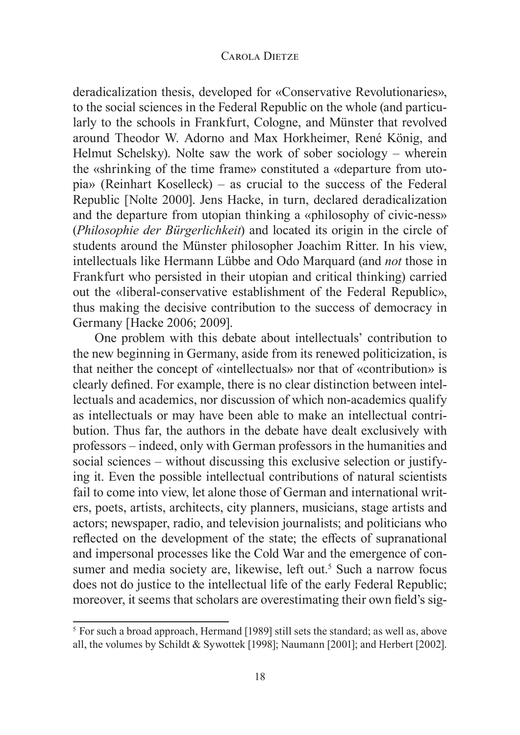deradicalization thesis, developed for «Conservative Revolutionaries», to the social sciences in the Federal Republic on the whole (and particularly to the schools in Frankfurt, Cologne, and Münster that revolved around Theodor W. Adorno and Max Horkheimer, René König, and Helmut Schelsky). Nolte saw the work of sober sociology – wherein the «shrinking of the time frame» constituted a «departure from utopia» (Reinhart Koselleck) – as crucial to the success of the Federal Republic [Nolte 2000]. Jens Hacke, in turn, declared deradicalization and the departure from utopian thinking a «philosophy of civic-ness» (*Philosophie der Bürgerlichkeit*) and located its origin in the circle of students around the Münster philosopher Joachim Ritter. In his view, intellectuals like Hermann Lübbe and Odo Marquard (and *not* those in Frankfurt who persisted in their utopian and critical thinking) carried out the «liberal-conservative establishment of the Federal Republic», thus making the decisive contribution to the success of democracy in Germany [Hacke 2006; 2009].

One problem with this debate about intellectuals' contribution to the new beginning in Germany, aside from its renewed politicization, is that neither the concept of «intellectuals» nor that of «contribution» is clearly defined. For example, there is no clear distinction between intellectuals and academics, nor discussion of which non-academics qualify as intellectuals or may have been able to make an intellectual contribution. Thus far, the authors in the debate have dealt exclusively with professors – indeed, only with German professors in the humanities and social sciences – without discussing this exclusive selection or justifying it. Even the possible intellectual contributions of natural scientists fail to come into view, let alone those of German and international writers, poets, artists, architects, city planners, musicians, stage artists and actors; newspaper, radio, and television journalists; and politicians who reflected on the development of the state; the effects of supranational and impersonal processes like the Cold War and the emergence of consumer and media society are, likewise, left out.[5] Such a narrow focus does not do justice to the intellectual life of the early Federal Republic; moreover, it seems that scholars are overestimating their own field's sig-

[5] For such a broad approach, Hermand [1989] still sets the standard; as well as, above all, the volumes by Schildt & Sywottek [1998]; Naumann [2001]; and Herbert [2002].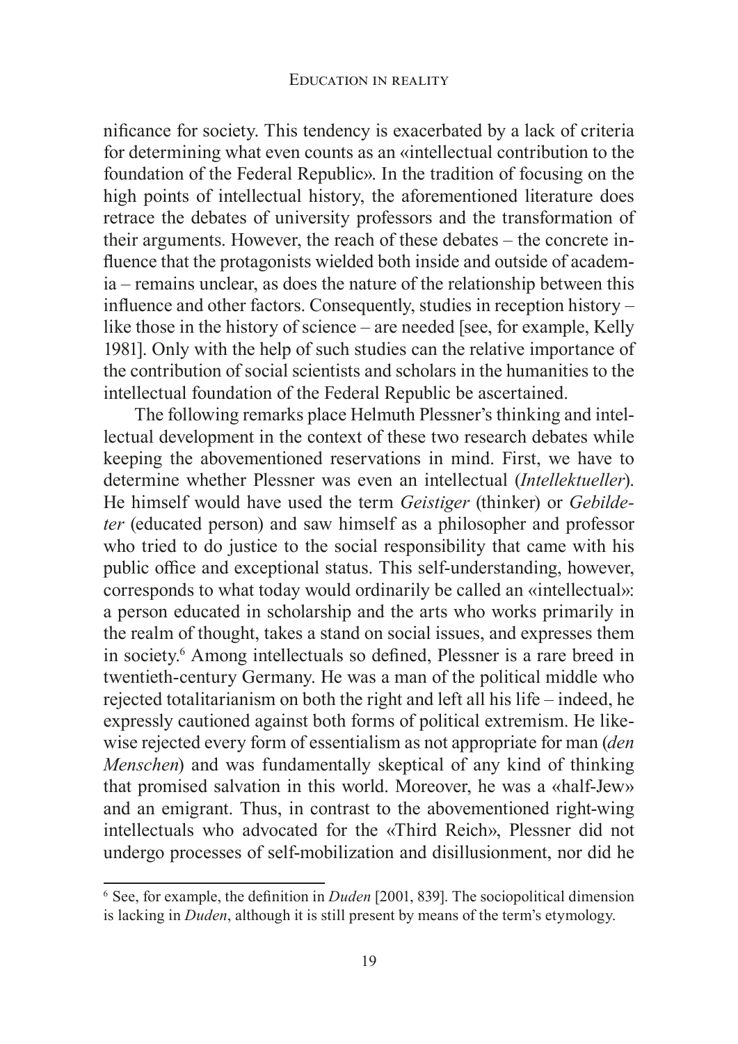nificance for society. This tendency is exacerbated by a lack of criteria for determining what even counts as an «intellectual contribution to the foundation of the Federal Republic». In the tradition of focusing on the high points of intellectual history, the aforementioned literature does retrace the debates of university professors and the transformation of their arguments. However, the reach of these debates – the concrete influence that the protagonists wielded both inside and outside of academia – remains unclear, as does the nature of the relationship between this influence and other factors. Consequently, studies in reception history – like those in the history of science – are needed [see, for example, Kelly 1981]. Only with the help of such studies can the relative importance of the contribution of social scientists and scholars in the humanities to the intellectual foundation of the Federal Republic be ascertained.

The following remarks place Helmuth Plessner's thinking and intellectual development in the context of these two research debates while keeping the abovementioned reservations in mind. First, we have to determine whether Plessner was even an intellectual (*Intellektueller*). He himself would have used the term *Geistiger* (thinker) or *Gebildeter* (educated person) and saw himself as a philosopher and professor who tried to do justice to the social responsibility that came with his public office and exceptional status. This self-understanding, however, corresponds to what today would ordinarily be called an «intellectual»: a person educated in scholarship and the arts who works primarily in the realm of thought, takes a stand on social issues, and expresses them in society.[6] Among intellectuals so defined, Plessner is a rare breed in twentieth-century Germany. He was a man of the political middle who rejected totalitarianism on both the right and left all his life – indeed, he expressly cautioned against both forms of political extremism. He likewise rejected every form of essentialism as not appropriate for man (*den Menschen*) and was fundamentally skeptical of any kind of thinking that promised salvation in this world. Moreover, he was a «half-Jew» and an emigrant. Thus, in contrast to the abovementioned right-wing intellectuals who advocated for the «Third Reich», Plessner did not undergo processes of self-mobilization and disillusionment, nor did he

---

[6] See, for example, the definition in *Duden* [2001, 839]. The sociopolitical dimension is lacking in *Duden*, although it is still present by means of the term's etymology.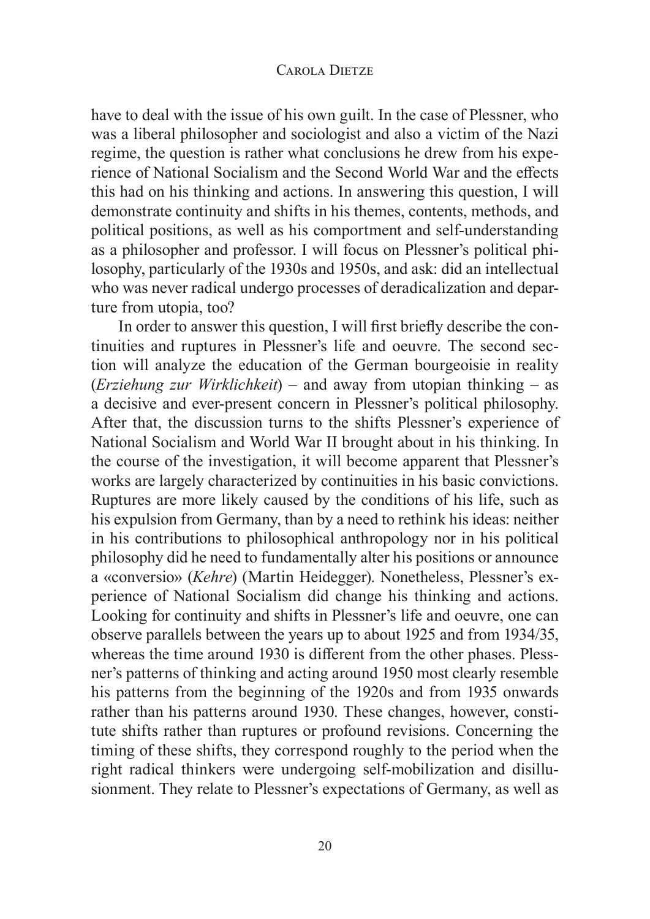have to deal with the issue of his own guilt. In the case of Plessner, who was a liberal philosopher and sociologist and also a victim of the Nazi regime, the question is rather what conclusions he drew from his experience of National Socialism and the Second World War and the effects this had on his thinking and actions. In answering this question, I will demonstrate continuity and shifts in his themes, contents, methods, and political positions, as well as his comportment and self-understanding as a philosopher and professor. I will focus on Plessner's political philosophy, particularly of the 1930s and 1950s, and ask: did an intellectual who was never radical undergo processes of deradicalization and departure from utopia, too?

In order to answer this question, I will first briefly describe the continuities and ruptures in Plessner's life and oeuvre. The second section will analyze the education of the German bourgeoisie in reality (*Erziehung zur Wirklichkeit*) – and away from utopian thinking – as a decisive and ever-present concern in Plessner's political philosophy. After that, the discussion turns to the shifts Plessner's experience of National Socialism and World War II brought about in his thinking. In the course of the investigation, it will become apparent that Plessner's works are largely characterized by continuities in his basic convictions. Ruptures are more likely caused by the conditions of his life, such as his expulsion from Germany, than by a need to rethink his ideas: neither in his contributions to philosophical anthropology nor in his political philosophy did he need to fundamentally alter his positions or announce a «conversio» (*Kehre*) (Martin Heidegger). Nonetheless, Plessner's experience of National Socialism did change his thinking and actions. Looking for continuity and shifts in Plessner's life and oeuvre, one can observe parallels between the years up to about 1925 and from 1934/35, whereas the time around 1930 is different from the other phases. Plessner's patterns of thinking and acting around 1950 most clearly resemble his patterns from the beginning of the 1920s and from 1935 onwards rather than his patterns around 1930. These changes, however, constitute shifts rather than ruptures or profound revisions. Concerning the timing of these shifts, they correspond roughly to the period when the right radical thinkers were undergoing self-mobilization and disillusionment. They relate to Plessner's expectations of Germany, as well as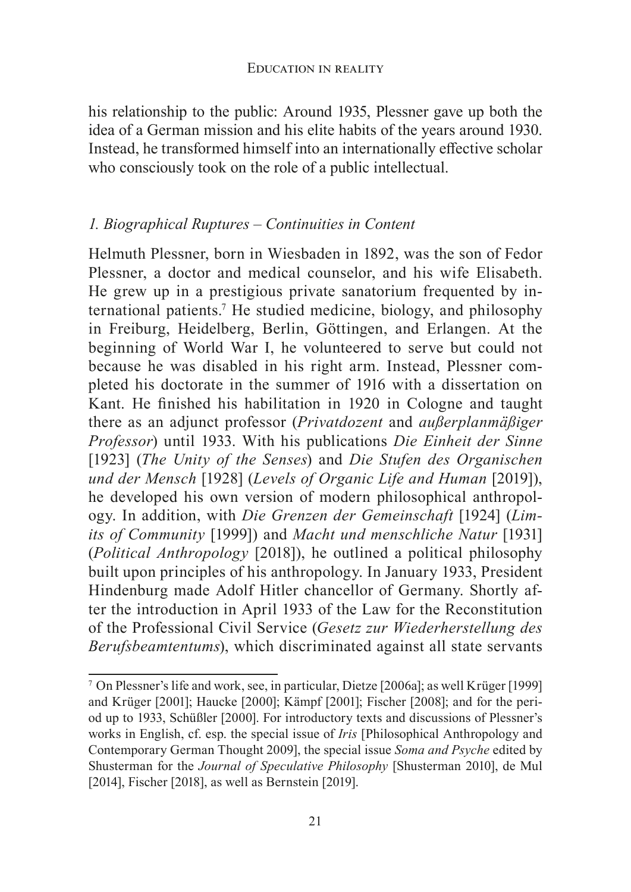his relationship to the public: Around 1935, Plessner gave up both the idea of a German mission and his elite habits of the years around 1930. Instead, he transformed himself into an internationally effective scholar who consciously took on the role of a public intellectual.

## *1. Biographical Ruptures – Continuities in Content*

Helmuth Plessner, born in Wiesbaden in 1892, was the son of Fedor Plessner, a doctor and medical counselor, and his wife Elisabeth. He grew up in a prestigious private sanatorium frequented by international patients.[7] He studied medicine, biology, and philosophy in Freiburg, Heidelberg, Berlin, Göttingen, and Erlangen. At the beginning of World War I, he volunteered to serve but could not because he was disabled in his right arm. Instead, Plessner completed his doctorate in the summer of 1916 with a dissertation on Kant. He finished his habilitation in 1920 in Cologne and taught there as an adjunct professor (*Privatdozent* and *außerplanmäßiger Professor*) until 1933. With his publications *Die Einheit der Sinne* [1923] (*The Unity of the Senses*) and *Die Stufen des Organischen und der Mensch* [1928] (*Levels of Organic Life and Human* [2019]), he developed his own version of modern philosophical anthropology. In addition, with *Die Grenzen der Gemeinschaft* [1924] (*Limits of Community* [1999]) and *Macht und menschliche Natur* [1931] (*Political Anthropology* [2018]), he outlined a political philosophy built upon principles of his anthropology. In January 1933, President Hindenburg made Adolf Hitler chancellor of Germany. Shortly after the introduction in April 1933 of the Law for the Reconstitution of the Professional Civil Service (*Gesetz zur Wiederherstellung des Berufsbeamtentums*), which discriminated against all state servants

---

[7] On Plessner's life and work, see, in particular, Dietze [2006a]; as well Krüger [1999] and Krüger [2001]; Haucke [2000]; Kämpf [2001]; Fischer [2008]; and for the period up to 1933, Schüßler [2000]. For introductory texts and discussions of Plessner's works in English, cf. esp. the special issue of *Iris* [Philosophical Anthropology and Contemporary German Thought 2009], the special issue *Soma and Psyche* edited by Shusterman for the *Journal of Speculative Philosophy* [Shusterman 2010], de Mul [2014], Fischer [2018], as well as Bernstein [2019].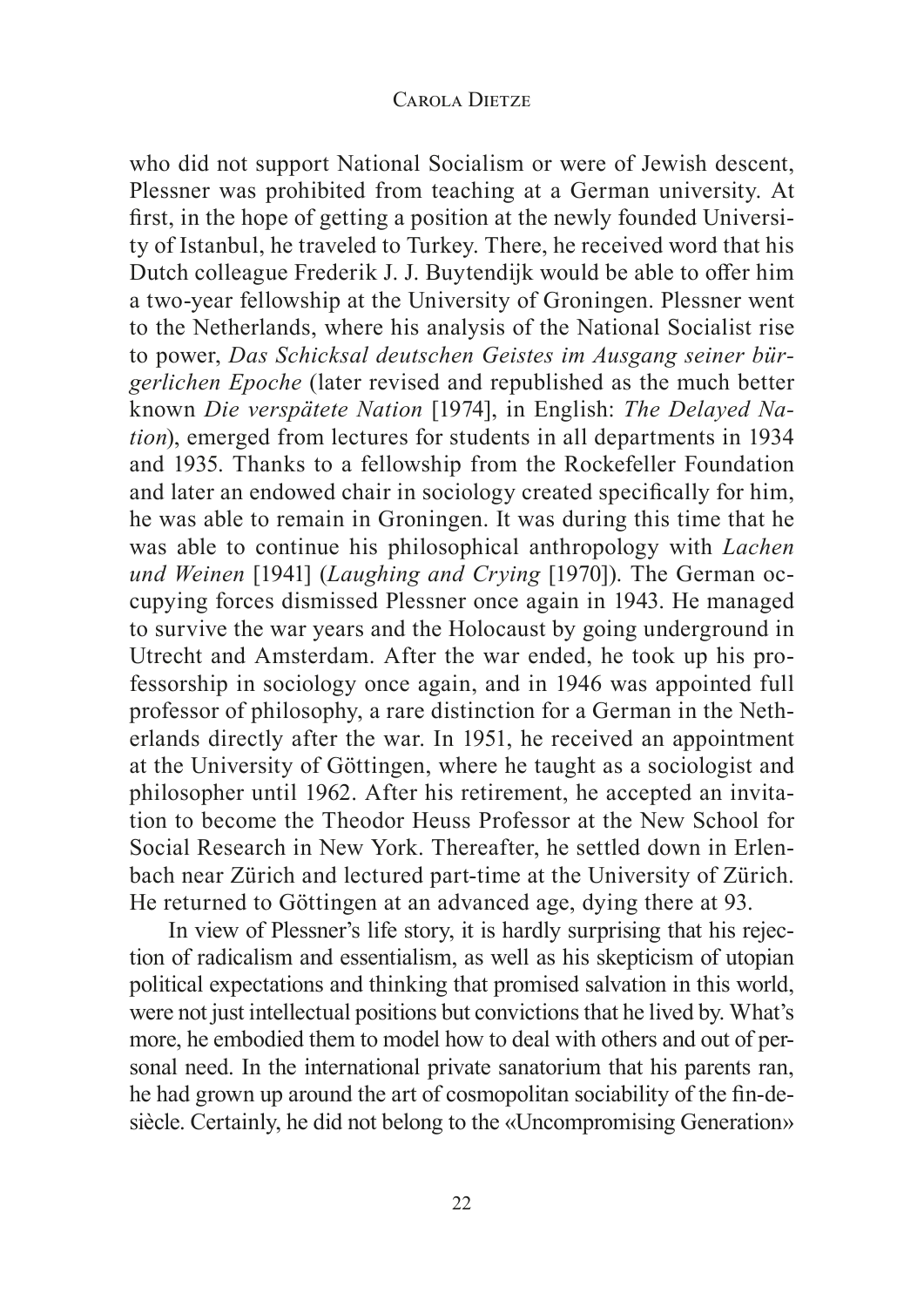who did not support National Socialism or were of Jewish descent, Plessner was prohibited from teaching at a German university. At first, in the hope of getting a position at the newly founded University of Istanbul, he traveled to Turkey. There, he received word that his Dutch colleague Frederik J. J. Buytendijk would be able to offer him a two-year fellowship at the University of Groningen. Plessner went to the Netherlands, where his analysis of the National Socialist rise to power, *Das Schicksal deutschen Geistes im Ausgang seiner bürgerlichen Epoche* (later revised and republished as the much better known *Die verspätete Nation* [1974], in English: *The Delayed Nation*), emerged from lectures for students in all departments in 1934 and 1935. Thanks to a fellowship from the Rockefeller Foundation and later an endowed chair in sociology created specifically for him, he was able to remain in Groningen. It was during this time that he was able to continue his philosophical anthropology with *Lachen und Weinen* [1941] (*Laughing and Crying* [1970]). The German occupying forces dismissed Plessner once again in 1943. He managed to survive the war years and the Holocaust by going underground in Utrecht and Amsterdam. After the war ended, he took up his professorship in sociology once again, and in 1946 was appointed full professor of philosophy, a rare distinction for a German in the Netherlands directly after the war. In 1951, he received an appointment at the University of Göttingen, where he taught as a sociologist and philosopher until 1962. After his retirement, he accepted an invitation to become the Theodor Heuss Professor at the New School for Social Research in New York. Thereafter, he settled down in Erlenbach near Zürich and lectured part-time at the University of Zürich. He returned to Göttingen at an advanced age, dying there at 93.

In view of Plessner's life story, it is hardly surprising that his rejection of radicalism and essentialism, as well as his skepticism of utopian political expectations and thinking that promised salvation in this world, were not just intellectual positions but convictions that he lived by. What's more, he embodied them to model how to deal with others and out of personal need. In the international private sanatorium that his parents ran, he had grown up around the art of cosmopolitan sociability of the fin-de-siècle. Certainly, he did not belong to the «Uncompromising Generation»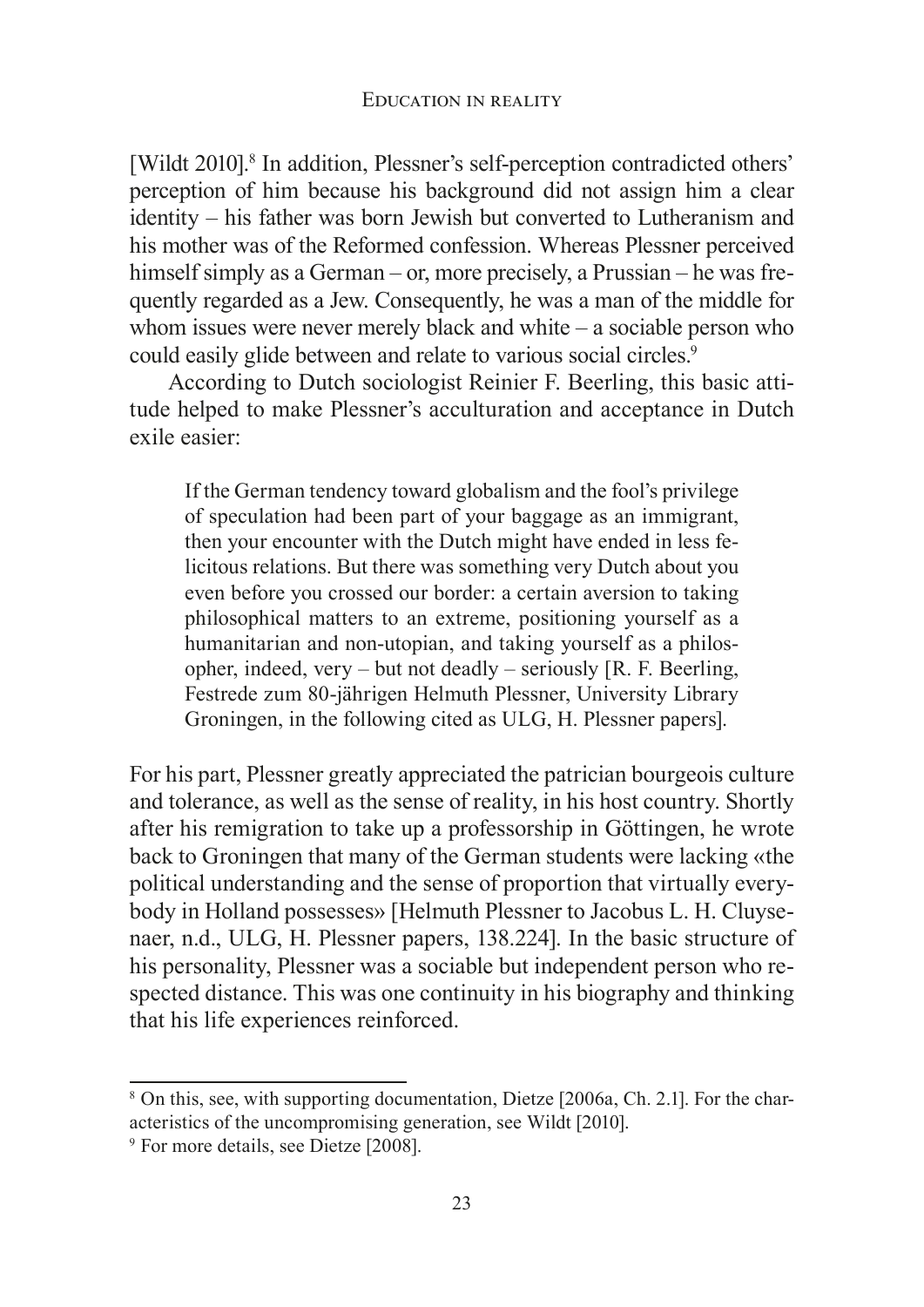[Wildt 2010].[8] In addition, Plessner's self-perception contradicted others' perception of him because his background did not assign him a clear identity – his father was born Jewish but converted to Lutheranism and his mother was of the Reformed confession. Whereas Plessner perceived himself simply as a German – or, more precisely, a Prussian – he was frequently regarded as a Jew. Consequently, he was a man of the middle for whom issues were never merely black and white – a sociable person who could easily glide between and relate to various social circles.[9]

According to Dutch sociologist Reinier F. Beerling, this basic attitude helped to make Plessner's acculturation and acceptance in Dutch exile easier:

> If the German tendency toward globalism and the fool's privilege of speculation had been part of your baggage as an immigrant, then your encounter with the Dutch might have ended in less felicitous relations. But there was something very Dutch about you even before you crossed our border: a certain aversion to taking philosophical matters to an extreme, positioning yourself as a humanitarian and non-utopian, and taking yourself as a philosopher, indeed, very – but not deadly – seriously [R. F. Beerling, Festrede zum 80-jährigen Helmuth Plessner, University Library Groningen, in the following cited as ULG, H. Plessner papers].

For his part, Plessner greatly appreciated the patrician bourgeois culture and tolerance, as well as the sense of reality, in his host country. Shortly after his remigration to take up a professorship in Göttingen, he wrote back to Groningen that many of the German students were lacking «the political understanding and the sense of proportion that virtually everybody in Holland possesses» [Helmuth Plessner to Jacobus L. H. Cluysenaer, n.d., ULG, H. Plessner papers, 138.224]. In the basic structure of his personality, Plessner was a sociable but independent person who respected distance. This was one continuity in his biography and thinking that his life experiences reinforced.

---

[8] On this, see, with supporting documentation, Dietze [2006a, Ch. 2.1]. For the characteristics of the uncompromising generation, see Wildt [2010].

[9] For more details, see Dietze [2008].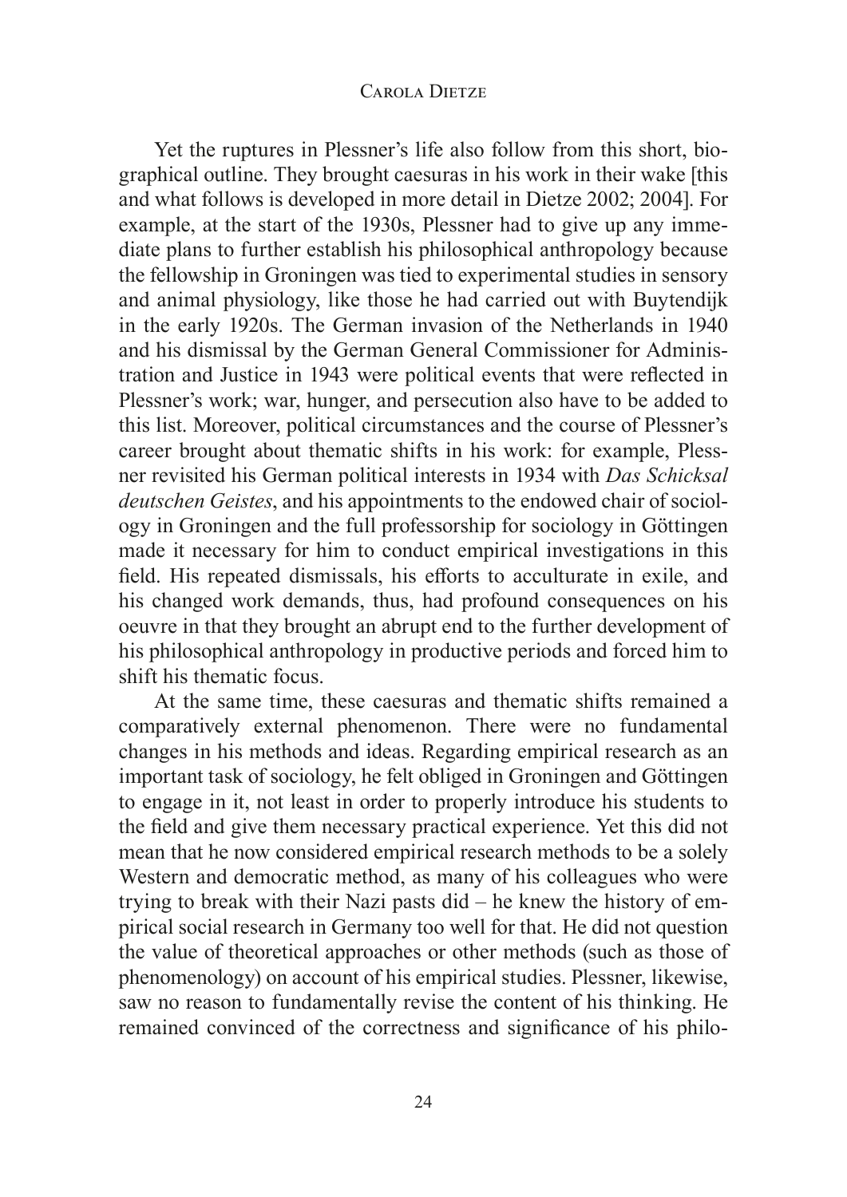Yet the ruptures in Plessner's life also follow from this short, biographical outline. They brought caesuras in his work in their wake [this and what follows is developed in more detail in Dietze 2002; 2004]. For example, at the start of the 1930s, Plessner had to give up any immediate plans to further establish his philosophical anthropology because the fellowship in Groningen was tied to experimental studies in sensory and animal physiology, like those he had carried out with Buytendijk in the early 1920s. The German invasion of the Netherlands in 1940 and his dismissal by the German General Commissioner for Administration and Justice in 1943 were political events that were reflected in Plessner's work; war, hunger, and persecution also have to be added to this list. Moreover, political circumstances and the course of Plessner's career brought about thematic shifts in his work: for example, Plessner revisited his German political interests in 1934 with *Das Schicksal deutschen Geistes*, and his appointments to the endowed chair of sociology in Groningen and the full professorship for sociology in Göttingen made it necessary for him to conduct empirical investigations in this field. His repeated dismissals, his efforts to acculturate in exile, and his changed work demands, thus, had profound consequences on his oeuvre in that they brought an abrupt end to the further development of his philosophical anthropology in productive periods and forced him to shift his thematic focus.

At the same time, these caesuras and thematic shifts remained a comparatively external phenomenon. There were no fundamental changes in his methods and ideas. Regarding empirical research as an important task of sociology, he felt obliged in Groningen and Göttingen to engage in it, not least in order to properly introduce his students to the field and give them necessary practical experience. Yet this did not mean that he now considered empirical research methods to be a solely Western and democratic method, as many of his colleagues who were trying to break with their Nazi pasts did – he knew the history of empirical social research in Germany too well for that. He did not question the value of theoretical approaches or other methods (such as those of phenomenology) on account of his empirical studies. Plessner, likewise, saw no reason to fundamentally revise the content of his thinking. He remained convinced of the correctness and significance of his philo-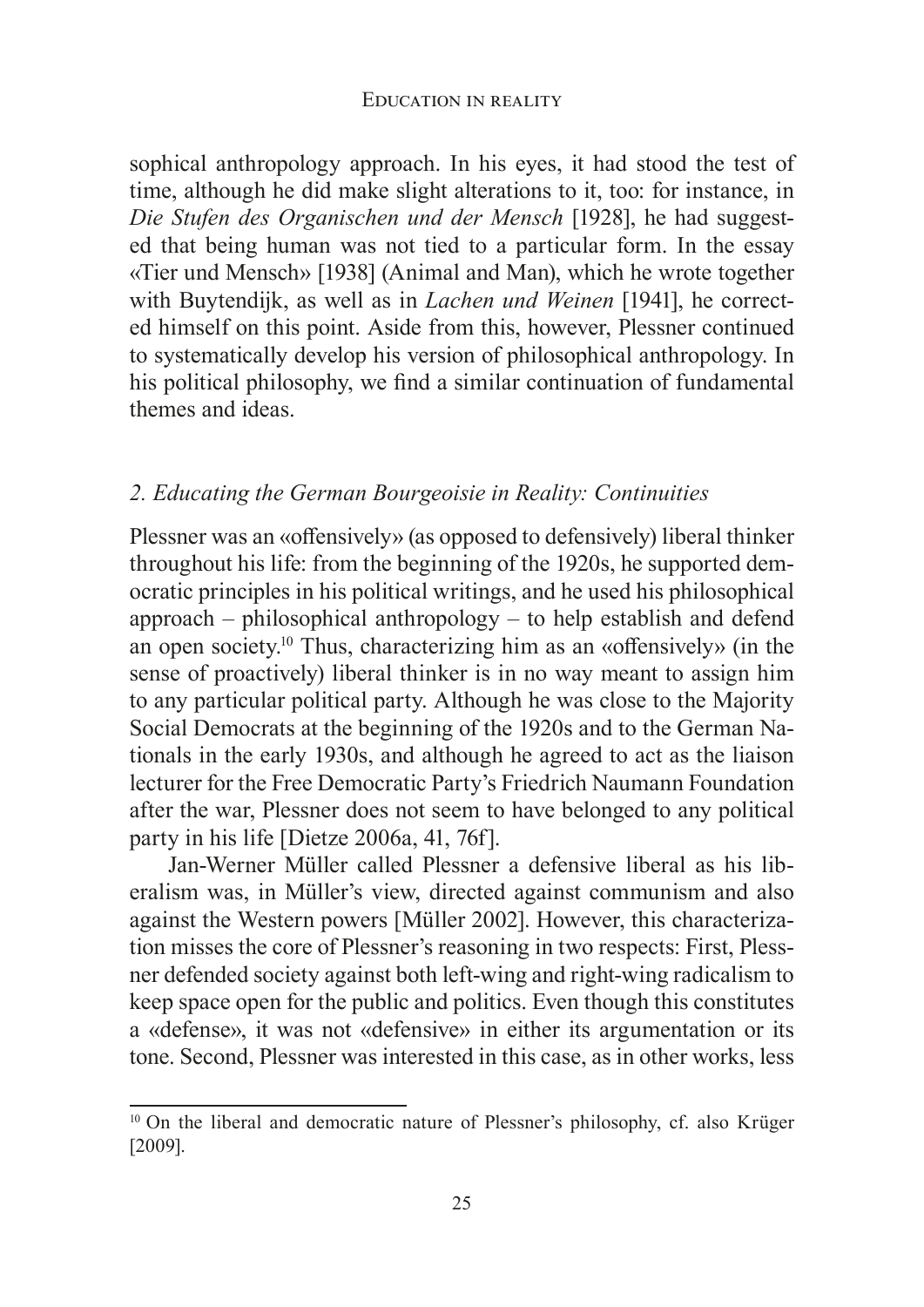sophical anthropology approach. In his eyes, it had stood the test of time, although he did make slight alterations to it, too: for instance, in *Die Stufen des Organischen und der Mensch* [1928], he had suggested that being human was not tied to a particular form. In the essay «Tier und Mensch» [1938] (Animal and Man), which he wrote together with Buytendijk, as well as in *Lachen und Weinen* [1941], he corrected himself on this point. Aside from this, however, Plessner continued to systematically develop his version of philosophical anthropology. In his political philosophy, we find a similar continuation of fundamental themes and ideas.

## *2. Educating the German Bourgeoisie in Reality: Continuities*

Plessner was an «offensively» (as opposed to defensively) liberal thinker throughout his life: from the beginning of the 1920s, he supported democratic principles in his political writings, and he used his philosophical approach – philosophical anthropology – to help establish and defend an open society.[10] Thus, characterizing him as an «offensively» (in the sense of proactively) liberal thinker is in no way meant to assign him to any particular political party. Although he was close to the Majority Social Democrats at the beginning of the 1920s and to the German Nationals in the early 1930s, and although he agreed to act as the liaison lecturer for the Free Democratic Party's Friedrich Naumann Foundation after the war, Plessner does not seem to have belonged to any political party in his life [Dietze 2006a, 41, 76f].

Jan-Werner Müller called Plessner a defensive liberal as his liberalism was, in Müller's view, directed against communism and also against the Western powers [Müller 2002]. However, this characterization misses the core of Plessner's reasoning in two respects: First, Plessner defended society against both left-wing and right-wing radicalism to keep space open for the public and politics. Even though this constitutes a «defense», it was not «defensive» in either its argumentation or its tone. Second, Plessner was interested in this case, as in other works, less

[10] On the liberal and democratic nature of Plessner's philosophy, cf. also Krüger [2009].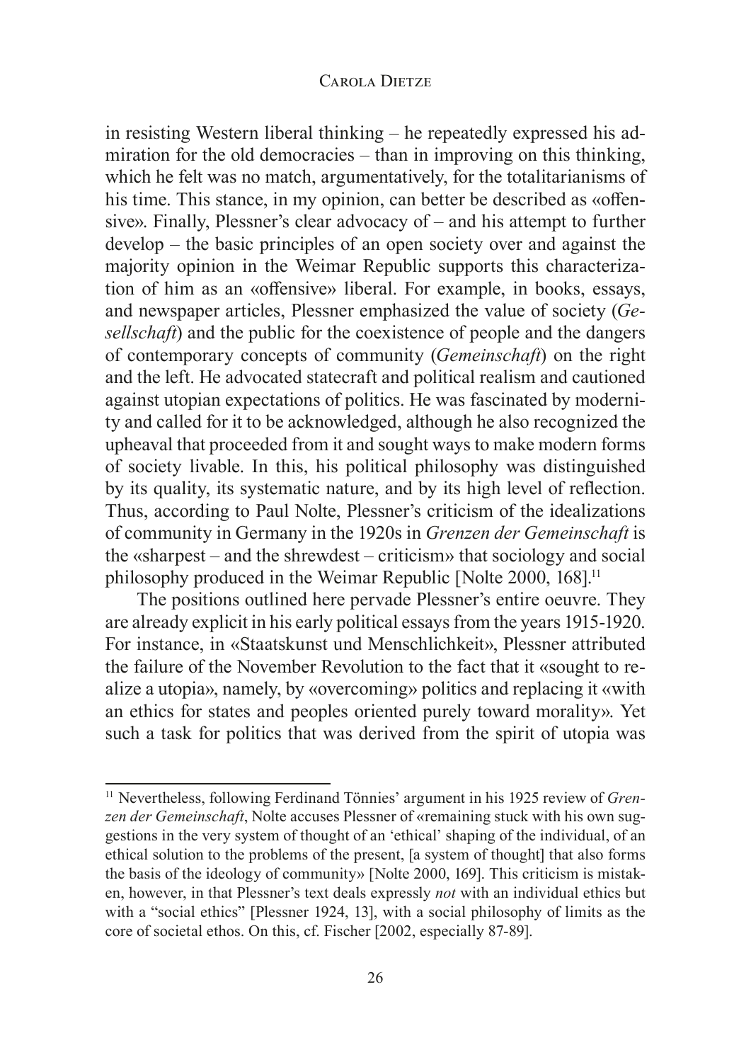in resisting Western liberal thinking – he repeatedly expressed his admiration for the old democracies – than in improving on this thinking, which he felt was no match, argumentatively, for the totalitarianisms of his time. This stance, in my opinion, can better be described as «offensive». Finally, Plessner's clear advocacy of – and his attempt to further develop – the basic principles of an open society over and against the majority opinion in the Weimar Republic supports this characterization of him as an «offensive» liberal. For example, in books, essays, and newspaper articles, Plessner emphasized the value of society (*Gesellschaft*) and the public for the coexistence of people and the dangers of contemporary concepts of community (*Gemeinschaft*) on the right and the left. He advocated statecraft and political realism and cautioned against utopian expectations of politics. He was fascinated by modernity and called for it to be acknowledged, although he also recognized the upheaval that proceeded from it and sought ways to make modern forms of society livable. In this, his political philosophy was distinguished by its quality, its systematic nature, and by its high level of reflection. Thus, according to Paul Nolte, Plessner's criticism of the idealizations of community in Germany in the 1920s in *Grenzen der Gemeinschaft* is the «sharpest – and the shrewdest – criticism» that sociology and social philosophy produced in the Weimar Republic [Nolte 2000, 168].[11]

The positions outlined here pervade Plessner's entire oeuvre. They are already explicit in his early political essays from the years 1915-1920. For instance, in «Staatskunst und Menschlichkeit», Plessner attributed the failure of the November Revolution to the fact that it «sought to realize a utopia», namely, by «overcoming» politics and replacing it «with an ethics for states and peoples oriented purely toward morality». Yet such a task for politics that was derived from the spirit of utopia was

---

[11] Nevertheless, following Ferdinand Tönnies' argument in his 1925 review of *Grenzen der Gemeinschaft*, Nolte accuses Plessner of «remaining stuck with his own suggestions in the very system of thought of an 'ethical' shaping of the individual, of an ethical solution to the problems of the present, [a system of thought] that also forms the basis of the ideology of community» [Nolte 2000, 169]. This criticism is mistaken, however, in that Plessner's text deals expressly *not* with an individual ethics but with a "social ethics" [Plessner 1924, 13], with a social philosophy of limits as the core of societal ethos. On this, cf. Fischer [2002, especially 87-89].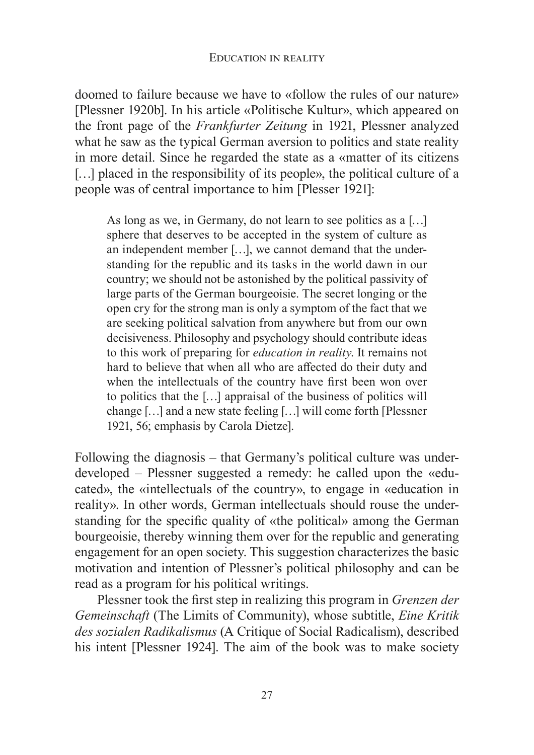doomed to failure because we have to «follow the rules of our nature» [Plessner 1920b]. In his article «Politische Kultur», which appeared on the front page of the *Frankfurter Zeitung* in 1921, Plessner analyzed what he saw as the typical German aversion to politics and state reality in more detail. Since he regarded the state as a «matter of its citizens […] placed in the responsibility of its people», the political culture of a people was of central importance to him [Plesser 1921]:

> As long as we, in Germany, do not learn to see politics as a […] sphere that deserves to be accepted in the system of culture as an independent member […], we cannot demand that the understanding for the republic and its tasks in the world dawn in our country; we should not be astonished by the political passivity of large parts of the German bourgeoisie. The secret longing or the open cry for the strong man is only a symptom of the fact that we are seeking political salvation from anywhere but from our own decisiveness. Philosophy and psychology should contribute ideas to this work of preparing for *education in reality*. It remains not hard to believe that when all who are affected do their duty and when the intellectuals of the country have first been won over to politics that the […] appraisal of the business of politics will change […] and a new state feeling […] will come forth [Plessner 1921, 56; emphasis by Carola Dietze].

Following the diagnosis – that Germany's political culture was underdeveloped – Plessner suggested a remedy: he called upon the «educated», the «intellectuals of the country», to engage in «education in reality». In other words, German intellectuals should rouse the understanding for the specific quality of «the political» among the German bourgeoisie, thereby winning them over for the republic and generating engagement for an open society. This suggestion characterizes the basic motivation and intention of Plessner's political philosophy and can be read as a program for his political writings.

Plessner took the first step in realizing this program in *Grenzen der Gemeinschaft* (The Limits of Community), whose subtitle, *Eine Kritik des sozialen Radikalismus* (A Critique of Social Radicalism), described his intent [Plessner 1924]. The aim of the book was to make society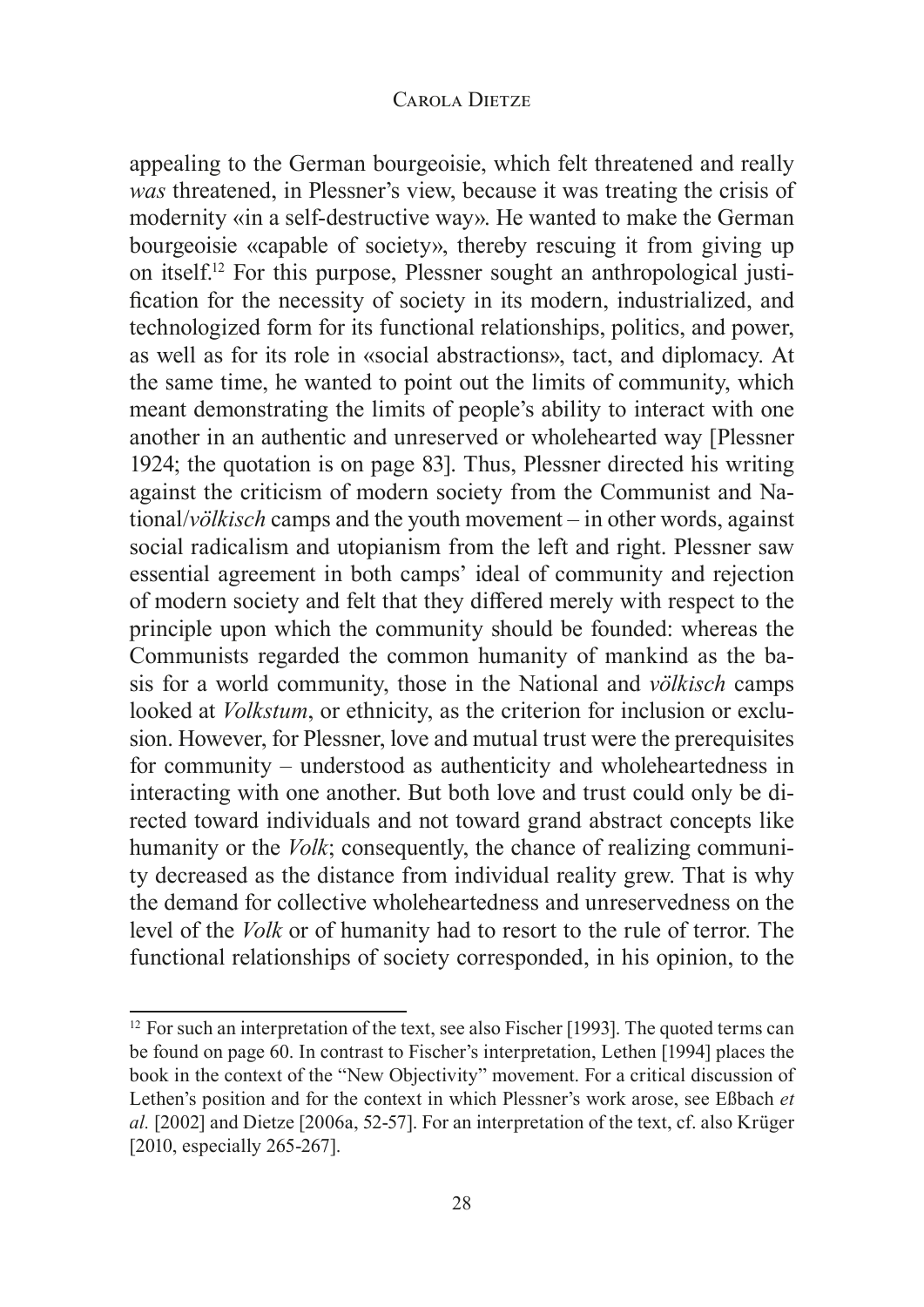appealing to the German bourgeoisie, which felt threatened and really *was* threatened, in Plessner's view, because it was treating the crisis of modernity «in a self-destructive way». He wanted to make the German bourgeoisie «capable of society», thereby rescuing it from giving up on itself.[12] For this purpose, Plessner sought an anthropological justification for the necessity of society in its modern, industrialized, and technologized form for its functional relationships, politics, and power, as well as for its role in «social abstractions», tact, and diplomacy. At the same time, he wanted to point out the limits of community, which meant demonstrating the limits of people's ability to interact with one another in an authentic and unreserved or wholehearted way [Plessner 1924; the quotation is on page 83]. Thus, Plessner directed his writing against the criticism of modern society from the Communist and National/*völkisch* camps and the youth movement – in other words, against social radicalism and utopianism from the left and right. Plessner saw essential agreement in both camps' ideal of community and rejection of modern society and felt that they differed merely with respect to the principle upon which the community should be founded: whereas the Communists regarded the common humanity of mankind as the basis for a world community, those in the National and *völkisch* camps looked at *Volkstum*, or ethnicity, as the criterion for inclusion or exclusion. However, for Plessner, love and mutual trust were the prerequisites for community – understood as authenticity and wholeheartedness in interacting with one another. But both love and trust could only be directed toward individuals and not toward grand abstract concepts like humanity or the *Volk*; consequently, the chance of realizing community decreased as the distance from individual reality grew. That is why the demand for collective wholeheartedness and unreservedness on the level of the *Volk* or of humanity had to resort to the rule of terror. The functional relationships of society corresponded, in his opinion, to the

---

[12] For such an interpretation of the text, see also Fischer [1993]. The quoted terms can be found on page 60. In contrast to Fischer's interpretation, Lethen [1994] places the book in the context of the "New Objectivity" movement. For a critical discussion of Lethen's position and for the context in which Plessner's work arose, see Eßbach *et al.* [2002] and Dietze [2006a, 52-57]. For an interpretation of the text, cf. also Krüger [2010, especially 265-267].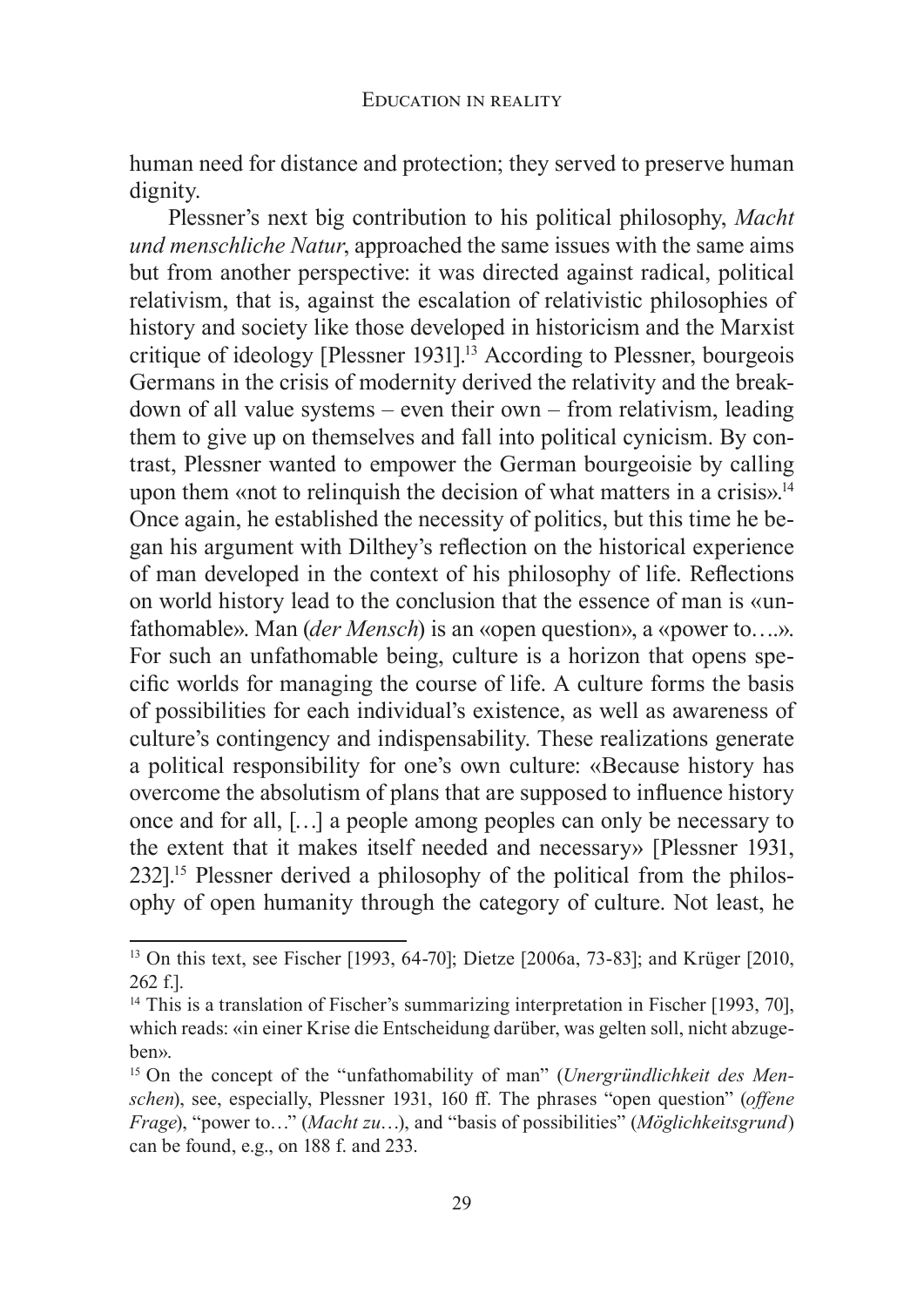human need for distance and protection; they served to preserve human dignity.

Plessner's next big contribution to his political philosophy, *Macht und menschliche Natur*, approached the same issues with the same aims but from another perspective: it was directed against radical, political relativism, that is, against the escalation of relativistic philosophies of history and society like those developed in historicism and the Marxist critique of ideology [Plessner 1931].[13] According to Plessner, bourgeois Germans in the crisis of modernity derived the relativity and the breakdown of all value systems – even their own – from relativism, leading them to give up on themselves and fall into political cynicism. By contrast, Plessner wanted to empower the German bourgeoisie by calling upon them «not to relinquish the decision of what matters in a crisis».[14] Once again, he established the necessity of politics, but this time he began his argument with Dilthey's reflection on the historical experience of man developed in the context of his philosophy of life. Reflections on world history lead to the conclusion that the essence of man is «unfathomable». Man (*der Mensch*) is an «open question», a «power to….». For such an unfathomable being, culture is a horizon that opens specific worlds for managing the course of life. A culture forms the basis of possibilities for each individual's existence, as well as awareness of culture's contingency and indispensability. These realizations generate a political responsibility for one's own culture: «Because history has overcome the absolutism of plans that are supposed to influence history once and for all, […] a people among peoples can only be necessary to the extent that it makes itself needed and necessary» [Plessner 1931, 232].[15] Plessner derived a philosophy of the political from the philosophy of open humanity through the category of culture. Not least, he

---

[13] On this text, see Fischer [1993, 64-70]; Dietze [2006a, 73-83]; and Krüger [2010, 262 f.].

[14] This is a translation of Fischer's summarizing interpretation in Fischer [1993, 70], which reads: «in einer Krise die Entscheidung darüber, was gelten soll, nicht abzugeben».

[15] On the concept of the "unfathomability of man" (*Unergründlichkeit des Menschen*), see, especially, Plessner 1931, 160 ff. The phrases "open question" (*offene Frage*), "power to…" (*Macht zu…*), and "basis of possibilities" (*Möglichkeitsgrund*) can be found, e.g., on 188 f. and 233.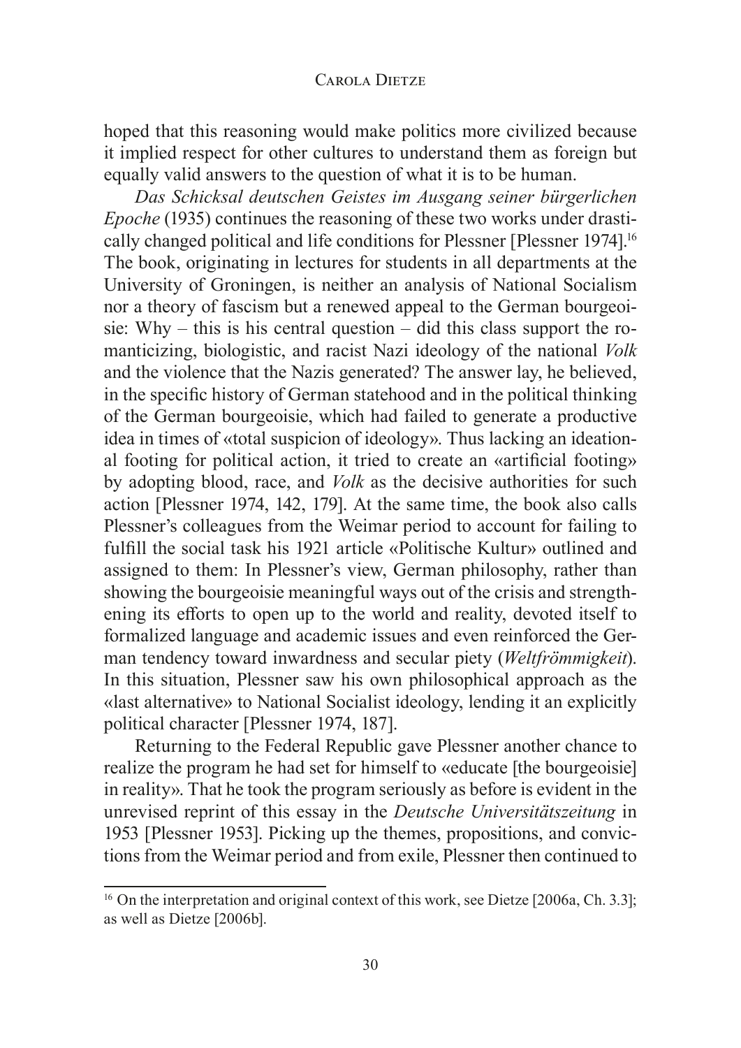hoped that this reasoning would make politics more civilized because it implied respect for other cultures to understand them as foreign but equally valid answers to the question of what it is to be human.

*Das Schicksal deutschen Geistes im Ausgang seiner bürgerlichen Epoche* (1935) continues the reasoning of these two works under drastically changed political and life conditions for Plessner [Plessner 1974].[16] The book, originating in lectures for students in all departments at the University of Groningen, is neither an analysis of National Socialism nor a theory of fascism but a renewed appeal to the German bourgeoisie: Why – this is his central question – did this class support the romanticizing, biologistic, and racist Nazi ideology of the national *Volk* and the violence that the Nazis generated? The answer lay, he believed, in the specific history of German statehood and in the political thinking of the German bourgeoisie, which had failed to generate a productive idea in times of «total suspicion of ideology». Thus lacking an ideational footing for political action, it tried to create an «artificial footing» by adopting blood, race, and *Volk* as the decisive authorities for such action [Plessner 1974, 142, 179]. At the same time, the book also calls Plessner's colleagues from the Weimar period to account for failing to fulfill the social task his 1921 article «Politische Kultur» outlined and assigned to them: In Plessner's view, German philosophy, rather than showing the bourgeoisie meaningful ways out of the crisis and strengthening its efforts to open up to the world and reality, devoted itself to formalized language and academic issues and even reinforced the German tendency toward inwardness and secular piety (*Weltfrömmigkeit*). In this situation, Plessner saw his own philosophical approach as the «last alternative» to National Socialist ideology, lending it an explicitly political character [Plessner 1974, 187].

Returning to the Federal Republic gave Plessner another chance to realize the program he had set for himself to «educate [the bourgeoisie] in reality». That he took the program seriously as before is evident in the unrevised reprint of this essay in the *Deutsche Universitätszeitung* in 1953 [Plessner 1953]. Picking up the themes, propositions, and convictions from the Weimar period and from exile, Plessner then continued to

[16] On the interpretation and original context of this work, see Dietze [2006a, Ch. 3.3]; as well as Dietze [2006b].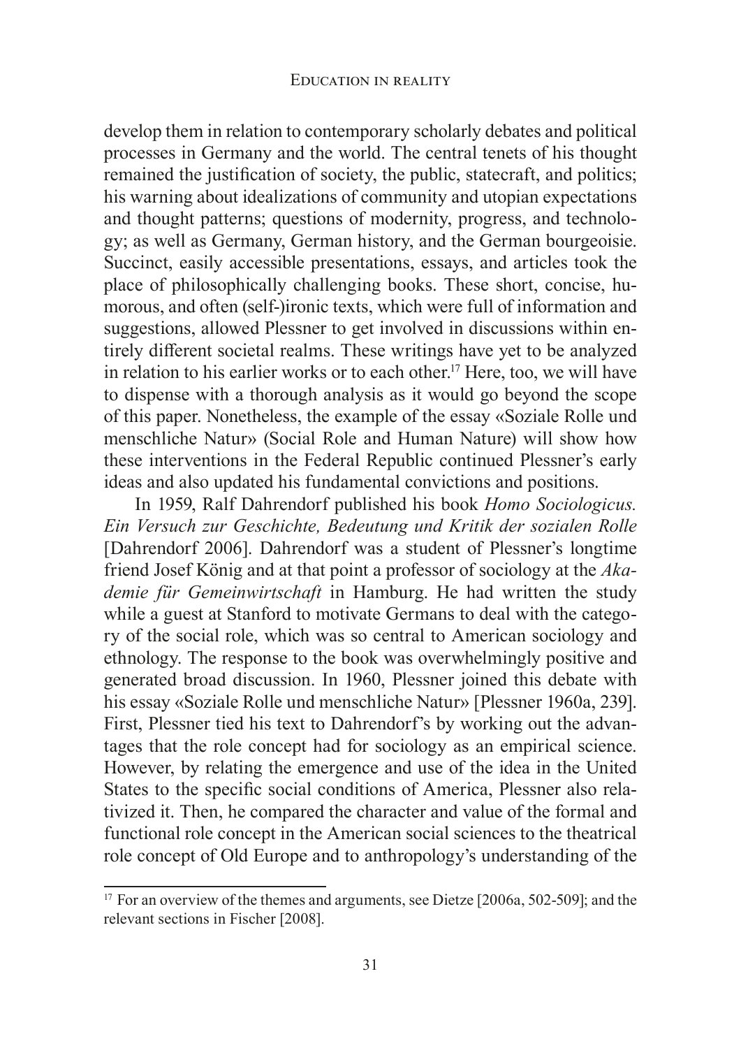develop them in relation to contemporary scholarly debates and political processes in Germany and the world. The central tenets of his thought remained the justification of society, the public, statecraft, and politics; his warning about idealizations of community and utopian expectations and thought patterns; questions of modernity, progress, and technology; as well as Germany, German history, and the German bourgeoisie. Succinct, easily accessible presentations, essays, and articles took the place of philosophically challenging books. These short, concise, humorous, and often (self-)ironic texts, which were full of information and suggestions, allowed Plessner to get involved in discussions within entirely different societal realms. These writings have yet to be analyzed in relation to his earlier works or to each other.[17] Here, too, we will have to dispense with a thorough analysis as it would go beyond the scope of this paper. Nonetheless, the example of the essay «Soziale Rolle und menschliche Natur» (Social Role and Human Nature) will show how these interventions in the Federal Republic continued Plessner's early ideas and also updated his fundamental convictions and positions.

In 1959, Ralf Dahrendorf published his book *Homo Sociologicus. Ein Versuch zur Geschichte, Bedeutung und Kritik der sozialen Rolle* [Dahrendorf 2006]. Dahrendorf was a student of Plessner's longtime friend Josef König and at that point a professor of sociology at the *Akademie für Gemeinwirtschaft* in Hamburg. He had written the study while a guest at Stanford to motivate Germans to deal with the category of the social role, which was so central to American sociology and ethnology. The response to the book was overwhelmingly positive and generated broad discussion. In 1960, Plessner joined this debate with his essay «Soziale Rolle und menschliche Natur» [Plessner 1960a, 239]. First, Plessner tied his text to Dahrendorf's by working out the advantages that the role concept had for sociology as an empirical science. However, by relating the emergence and use of the idea in the United States to the specific social conditions of America, Plessner also relativized it. Then, he compared the character and value of the formal and functional role concept in the American social sciences to the theatrical role concept of Old Europe and to anthropology's understanding of the

[17] For an overview of the themes and arguments, see Dietze [2006a, 502-509]; and the relevant sections in Fischer [2008].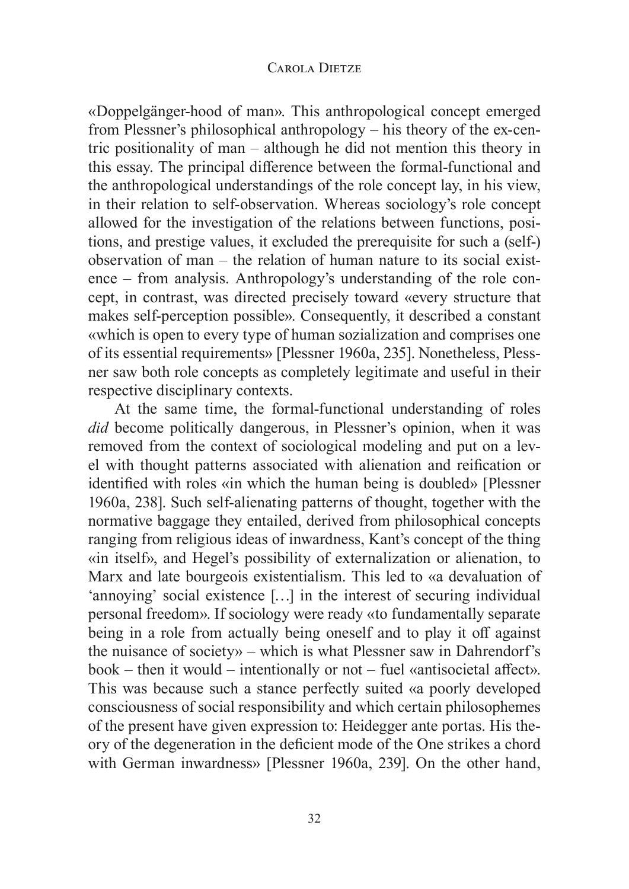«Doppelgänger-hood of man». This anthropological concept emerged from Plessner's philosophical anthropology – his theory of the ex-centric positionality of man – although he did not mention this theory in this essay. The principal difference between the formal-functional and the anthropological understandings of the role concept lay, in his view, in their relation to self-observation. Whereas sociology's role concept allowed for the investigation of the relations between functions, positions, and prestige values, it excluded the prerequisite for such a (self-) observation of man – the relation of human nature to its social existence – from analysis. Anthropology's understanding of the role concept, in contrast, was directed precisely toward «every structure that makes self-perception possible». Consequently, it described a constant «which is open to every type of human sozialization and comprises one of its essential requirements» [Plessner 1960a, 235]. Nonetheless, Plessner saw both role concepts as completely legitimate and useful in their respective disciplinary contexts.

At the same time, the formal-functional understanding of roles *did* become politically dangerous, in Plessner's opinion, when it was removed from the context of sociological modeling and put on a level with thought patterns associated with alienation and reification or identified with roles «in which the human being is doubled» [Plessner 1960a, 238]. Such self-alienating patterns of thought, together with the normative baggage they entailed, derived from philosophical concepts ranging from religious ideas of inwardness, Kant's concept of the thing «in itself», and Hegel's possibility of externalization or alienation, to Marx and late bourgeois existentialism. This led to «a devaluation of 'annoying' social existence […] in the interest of securing individual personal freedom». If sociology were ready «to fundamentally separate being in a role from actually being oneself and to play it off against the nuisance of society» – which is what Plessner saw in Dahrendorf's book – then it would – intentionally or not – fuel «antisocietal affect». This was because such a stance perfectly suited «a poorly developed consciousness of social responsibility and which certain philosophemes of the present have given expression to: Heidegger ante portas. His theory of the degeneration in the deficient mode of the One strikes a chord with German inwardness» [Plessner 1960a, 239]. On the other hand,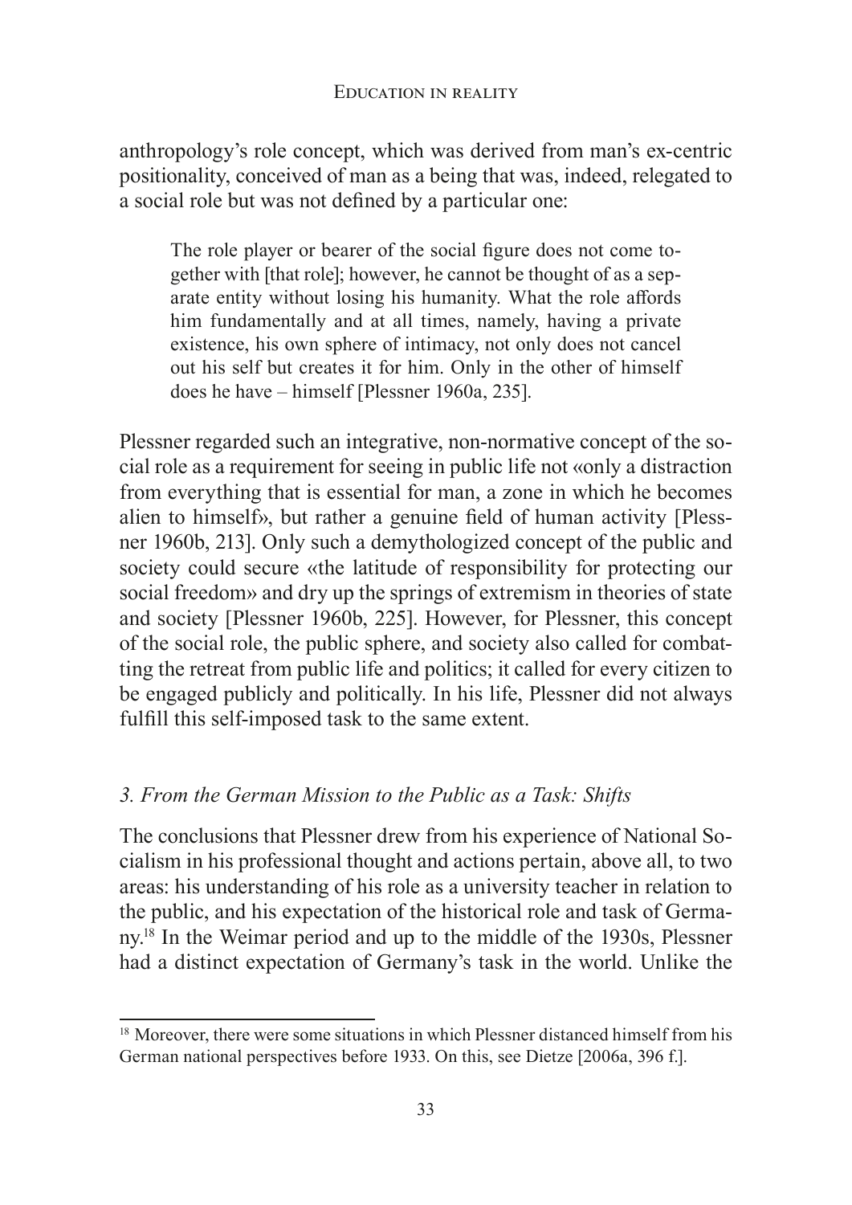anthropology's role concept, which was derived from man's ex-centric positionality, conceived of man as a being that was, indeed, relegated to a social role but was not defined by a particular one:

> The role player or bearer of the social figure does not come together with [that role]; however, he cannot be thought of as a separate entity without losing his humanity. What the role affords him fundamentally and at all times, namely, having a private existence, his own sphere of intimacy, not only does not cancel out his self but creates it for him. Only in the other of himself does he have – himself [Plessner 1960a, 235].

Plessner regarded such an integrative, non-normative concept of the social role as a requirement for seeing in public life not «only a distraction from everything that is essential for man, a zone in which he becomes alien to himself», but rather a genuine field of human activity [Plessner 1960b, 213]. Only such a demythologized concept of the public and society could secure «the latitude of responsibility for protecting our social freedom» and dry up the springs of extremism in theories of state and society [Plessner 1960b, 225]. However, for Plessner, this concept of the social role, the public sphere, and society also called for combatting the retreat from public life and politics; it called for every citizen to be engaged publicly and politically. In his life, Plessner did not always fulfill this self-imposed task to the same extent.

### *3. From the German Mission to the Public as a Task: Shifts*

The conclusions that Plessner drew from his experience of National Socialism in his professional thought and actions pertain, above all, to two areas: his understanding of his role as a university teacher in relation to the public, and his expectation of the historical role and task of Germany.[18] In the Weimar period and up to the middle of the 1930s, Plessner had a distinct expectation of Germany's task in the world. Unlike the

[18] Moreover, there were some situations in which Plessner distanced himself from his German national perspectives before 1933. On this, see Dietze [2006a, 396 f.].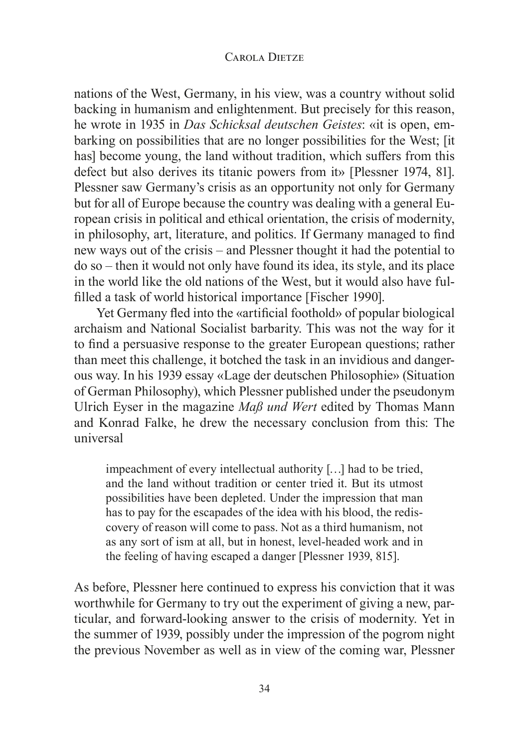nations of the West, Germany, in his view, was a country without solid backing in humanism and enlightenment. But precisely for this reason, he wrote in 1935 in *Das Schicksal deutschen Geistes*: «it is open, embarking on possibilities that are no longer possibilities for the West; [it has] become young, the land without tradition, which suffers from this defect but also derives its titanic powers from it» [Plessner 1974, 81]. Plessner saw Germany's crisis as an opportunity not only for Germany but for all of Europe because the country was dealing with a general European crisis in political and ethical orientation, the crisis of modernity, in philosophy, art, literature, and politics. If Germany managed to find new ways out of the crisis – and Plessner thought it had the potential to do so – then it would not only have found its idea, its style, and its place in the world like the old nations of the West, but it would also have fulfilled a task of world historical importance [Fischer 1990].

Yet Germany fled into the «artificial foothold» of popular biological archaism and National Socialist barbarity. This was not the way for it to find a persuasive response to the greater European questions; rather than meet this challenge, it botched the task in an invidious and dangerous way. In his 1939 essay «Lage der deutschen Philosophie» (Situation of German Philosophy), which Plessner published under the pseudonym Ulrich Eyser in the magazine *Maß und Wert* edited by Thomas Mann and Konrad Falke, he drew the necessary conclusion from this: The universal

> impeachment of every intellectual authority […] had to be tried, and the land without tradition or center tried it. But its utmost possibilities have been depleted. Under the impression that man has to pay for the escapades of the idea with his blood, the rediscovery of reason will come to pass. Not as a third humanism, not as any sort of ism at all, but in honest, level-headed work and in the feeling of having escaped a danger [Plessner 1939, 815].

As before, Plessner here continued to express his conviction that it was worthwhile for Germany to try out the experiment of giving a new, particular, and forward-looking answer to the crisis of modernity. Yet in the summer of 1939, possibly under the impression of the pogrom night the previous November as well as in view of the coming war, Plessner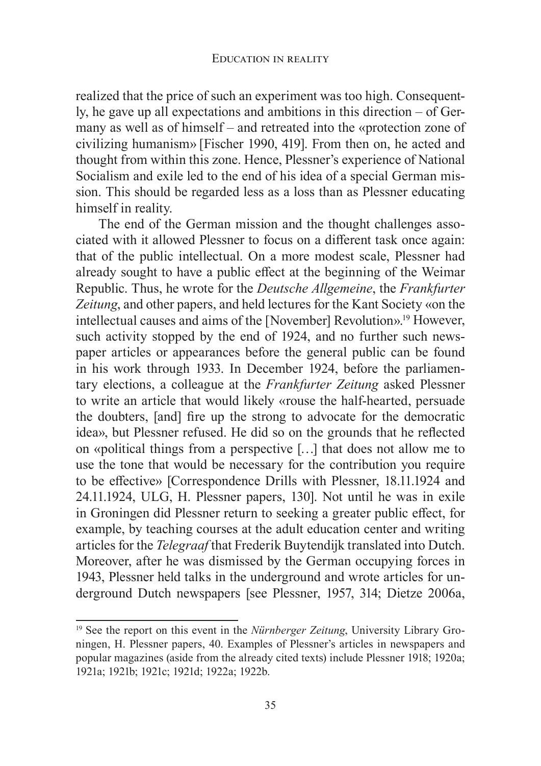realized that the price of such an experiment was too high. Consequently, he gave up all expectations and ambitions in this direction – of Germany as well as of himself – and retreated into the «protection zone of civilizing humanism» [Fischer 1990, 419]. From then on, he acted and thought from within this zone. Hence, Plessner's experience of National Socialism and exile led to the end of his idea of a special German mission. This should be regarded less as a loss than as Plessner educating himself in reality.

The end of the German mission and the thought challenges associated with it allowed Plessner to focus on a different task once again: that of the public intellectual. On a more modest scale, Plessner had already sought to have a public effect at the beginning of the Weimar Republic. Thus, he wrote for the *Deutsche Allgemeine*, the *Frankfurter Zeitung*, and other papers, and held lectures for the Kant Society «on the intellectual causes and aims of the [November] Revolution».[19] However, such activity stopped by the end of 1924, and no further such newspaper articles or appearances before the general public can be found in his work through 1933. In December 1924, before the parliamentary elections, a colleague at the *Frankfurter Zeitung* asked Plessner to write an article that would likely «rouse the half-hearted, persuade the doubters, [and] fire up the strong to advocate for the democratic idea», but Plessner refused. He did so on the grounds that he reflected on «political things from a perspective […] that does not allow me to use the tone that would be necessary for the contribution you require to be effective» [Correspondence Drills with Plessner, 18.11.1924 and 24.11.1924, ULG, H. Plessner papers, 130]. Not until he was in exile in Groningen did Plessner return to seeking a greater public effect, for example, by teaching courses at the adult education center and writing articles for the *Telegraaf* that Frederik Buytendijk translated into Dutch. Moreover, after he was dismissed by the German occupying forces in 1943, Plessner held talks in the underground and wrote articles for underground Dutch newspapers [see Plessner, 1957, 314; Dietze 2006a,

---

[19] See the report on this event in the *Nürnberger Zeitung*, University Library Groningen, H. Plessner papers, 40. Examples of Plessner's articles in newspapers and popular magazines (aside from the already cited texts) include Plessner 1918; 1920a; 1921a; 1921b; 1921c; 1921d; 1922a; 1922b.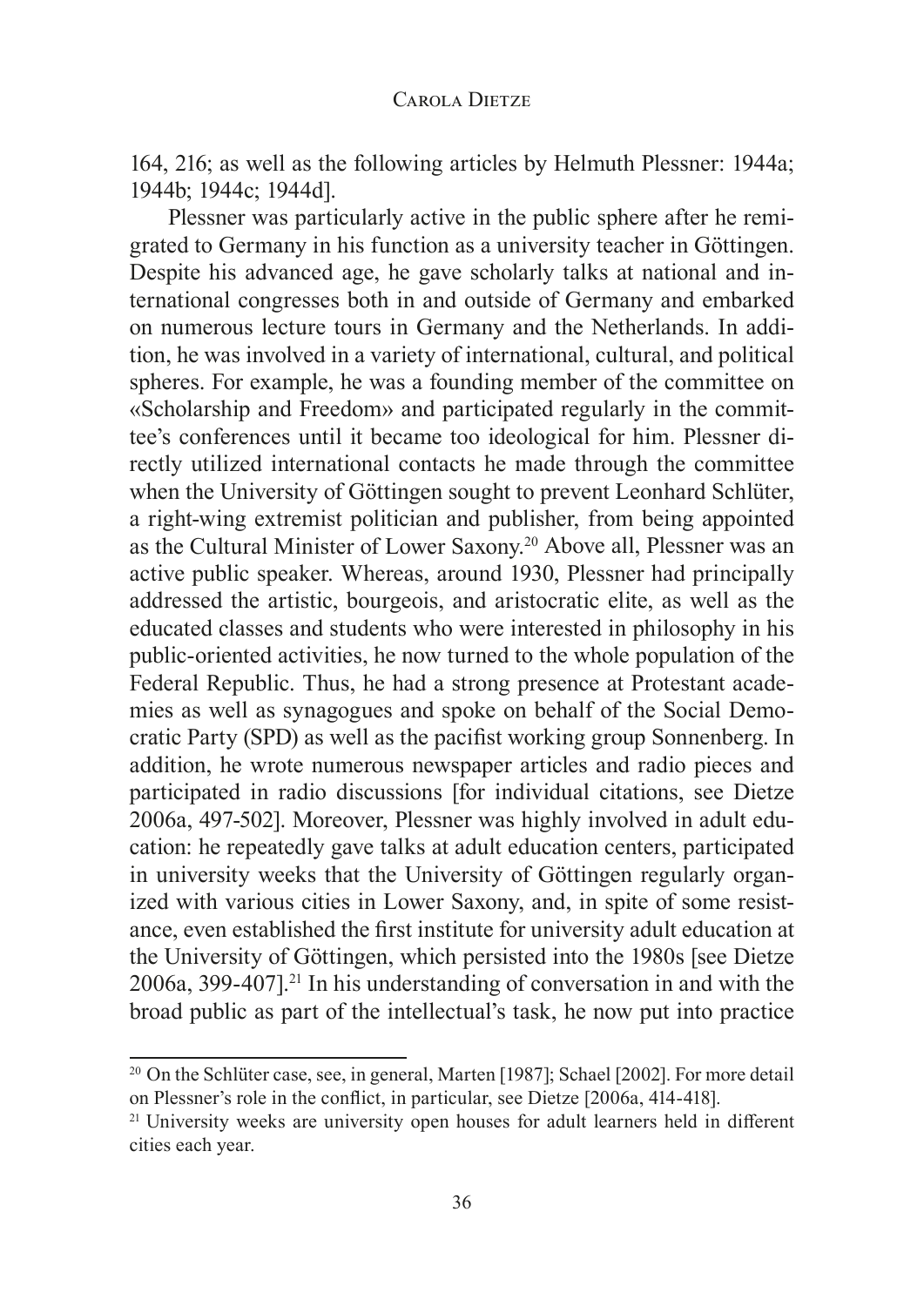164, 216; as well as the following articles by Helmuth Plessner: 1944a; 1944b; 1944c; 1944d].

Plessner was particularly active in the public sphere after he remigrated to Germany in his function as a university teacher in Göttingen. Despite his advanced age, he gave scholarly talks at national and international congresses both in and outside of Germany and embarked on numerous lecture tours in Germany and the Netherlands. In addition, he was involved in a variety of international, cultural, and political spheres. For example, he was a founding member of the committee on «Scholarship and Freedom» and participated regularly in the committee's conferences until it became too ideological for him. Plessner directly utilized international contacts he made through the committee when the University of Göttingen sought to prevent Leonhard Schlüter, a right-wing extremist politician and publisher, from being appointed as the Cultural Minister of Lower Saxony.[20] Above all, Plessner was an active public speaker. Whereas, around 1930, Plessner had principally addressed the artistic, bourgeois, and aristocratic elite, as well as the educated classes and students who were interested in philosophy in his public-oriented activities, he now turned to the whole population of the Federal Republic. Thus, he had a strong presence at Protestant academies as well as synagogues and spoke on behalf of the Social Democratic Party (SPD) as well as the pacifist working group Sonnenberg. In addition, he wrote numerous newspaper articles and radio pieces and participated in radio discussions [for individual citations, see Dietze 2006a, 497-502]. Moreover, Plessner was highly involved in adult education: he repeatedly gave talks at adult education centers, participated in university weeks that the University of Göttingen regularly organized with various cities in Lower Saxony, and, in spite of some resistance, even established the first institute for university adult education at the University of Göttingen, which persisted into the 1980s [see Dietze 2006a, 399-407].[21] In his understanding of conversation in and with the broad public as part of the intellectual's task, he now put into practice

[20] On the Schlüter case, see, in general, Marten [1987]; Schael [2002]. For more detail on Plessner's role in the conflict, in particular, see Dietze [2006a, 414-418].

[21] University weeks are university open houses for adult learners held in different cities each year.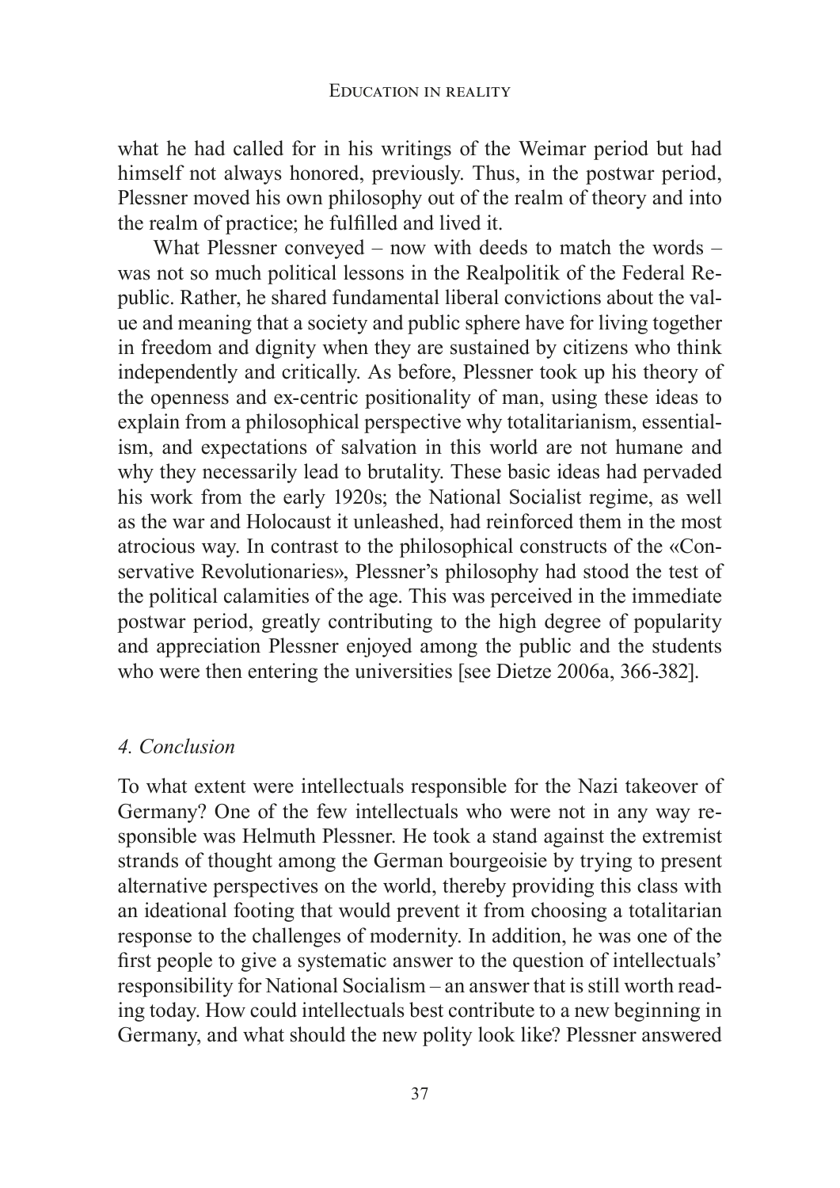what he had called for in his writings of the Weimar period but had himself not always honored, previously. Thus, in the postwar period, Plessner moved his own philosophy out of the realm of theory and into the realm of practice; he fulfilled and lived it.

What Plessner conveyed – now with deeds to match the words – was not so much political lessons in the Realpolitik of the Federal Republic. Rather, he shared fundamental liberal convictions about the value and meaning that a society and public sphere have for living together in freedom and dignity when they are sustained by citizens who think independently and critically. As before, Plessner took up his theory of the openness and ex-centric positionality of man, using these ideas to explain from a philosophical perspective why totalitarianism, essentialism, and expectations of salvation in this world are not humane and why they necessarily lead to brutality. These basic ideas had pervaded his work from the early 1920s; the National Socialist regime, as well as the war and Holocaust it unleashed, had reinforced them in the most atrocious way. In contrast to the philosophical constructs of the «Conservative Revolutionaries», Plessner's philosophy had stood the test of the political calamities of the age. This was perceived in the immediate postwar period, greatly contributing to the high degree of popularity and appreciation Plessner enjoyed among the public and the students who were then entering the universities [see Dietze 2006a, 366-382].

## *4. Conclusion*

To what extent were intellectuals responsible for the Nazi takeover of Germany? One of the few intellectuals who were not in any way responsible was Helmuth Plessner. He took a stand against the extremist strands of thought among the German bourgeoisie by trying to present alternative perspectives on the world, thereby providing this class with an ideational footing that would prevent it from choosing a totalitarian response to the challenges of modernity. In addition, he was one of the first people to give a systematic answer to the question of intellectuals' responsibility for National Socialism – an answer that is still worth reading today. How could intellectuals best contribute to a new beginning in Germany, and what should the new polity look like? Plessner answered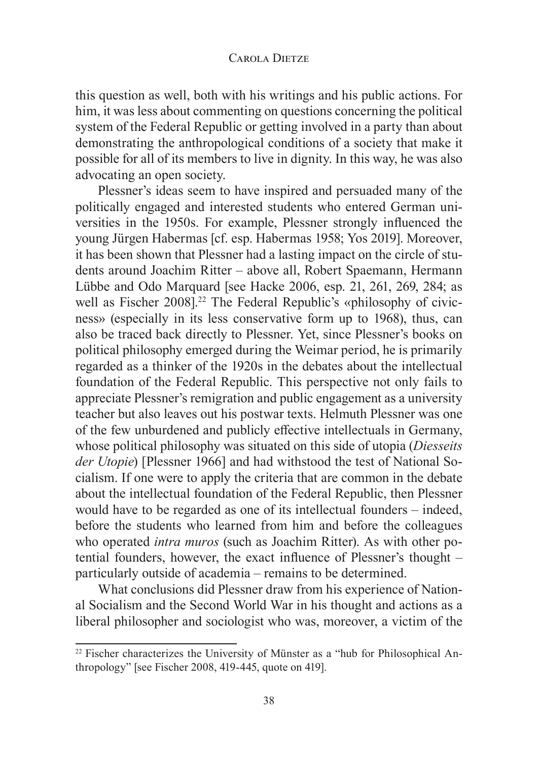this question as well, both with his writings and his public actions. For him, it was less about commenting on questions concerning the political system of the Federal Republic or getting involved in a party than about demonstrating the anthropological conditions of a society that make it possible for all of its members to live in dignity. In this way, he was also advocating an open society.

Plessner's ideas seem to have inspired and persuaded many of the politically engaged and interested students who entered German universities in the 1950s. For example, Plessner strongly influenced the young Jürgen Habermas [cf. esp. Habermas 1958; Yos 2019]. Moreover, it has been shown that Plessner had a lasting impact on the circle of students around Joachim Ritter – above all, Robert Spaemann, Hermann Lübbe and Odo Marquard [see Hacke 2006, esp. 21, 261, 269, 284; as well as Fischer 2008].[22] The Federal Republic's «philosophy of civicness» (especially in its less conservative form up to 1968), thus, can also be traced back directly to Plessner. Yet, since Plessner's books on political philosophy emerged during the Weimar period, he is primarily regarded as a thinker of the 1920s in the debates about the intellectual foundation of the Federal Republic. This perspective not only fails to appreciate Plessner's remigration and public engagement as a university teacher but also leaves out his postwar texts. Helmuth Plessner was one of the few unburdened and publicly effective intellectuals in Germany, whose political philosophy was situated on this side of utopia (*Diesseits der Utopie*) [Plessner 1966] and had withstood the test of National Socialism. If one were to apply the criteria that are common in the debate about the intellectual foundation of the Federal Republic, then Plessner would have to be regarded as one of its intellectual founders – indeed, before the students who learned from him and before the colleagues who operated *intra muros* (such as Joachim Ritter). As with other potential founders, however, the exact influence of Plessner's thought – particularly outside of academia – remains to be determined.

What conclusions did Plessner draw from his experience of National Socialism and the Second World War in his thought and actions as a liberal philosopher and sociologist who was, moreover, a victim of the

[22] Fischer characterizes the University of Münster as a "hub for Philosophical Anthropology" [see Fischer 2008, 419-445, quote on 419].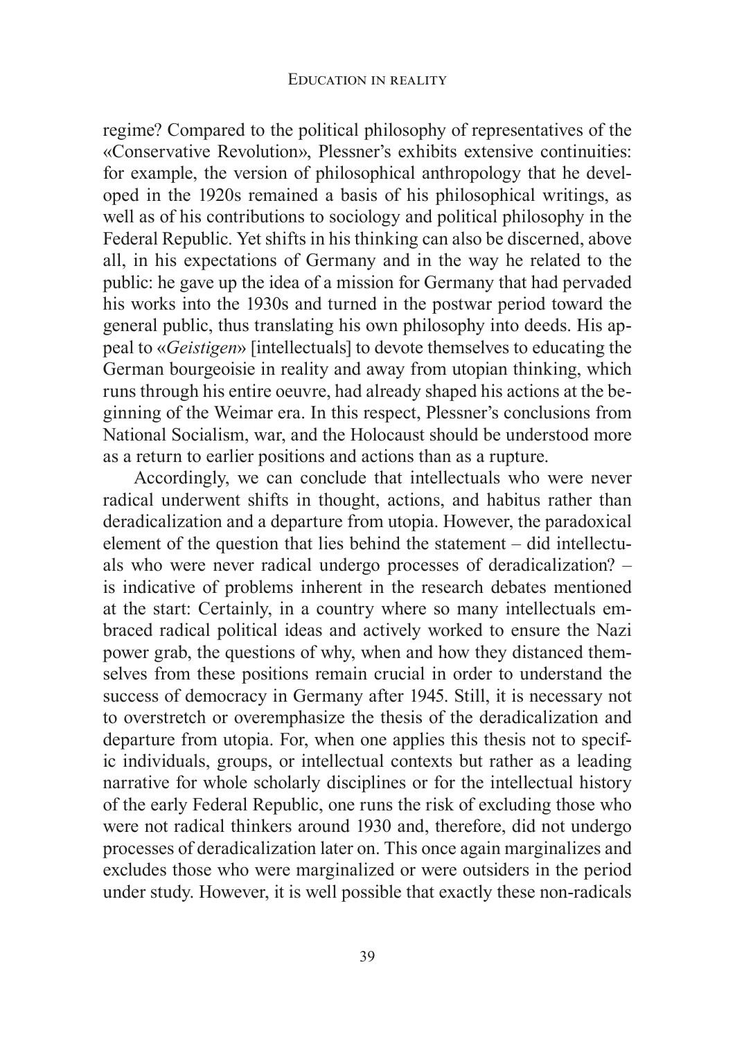regime? Compared to the political philosophy of representatives of the «Conservative Revolution», Plessner's exhibits extensive continuities: for example, the version of philosophical anthropology that he developed in the 1920s remained a basis of his philosophical writings, as well as of his contributions to sociology and political philosophy in the Federal Republic. Yet shifts in his thinking can also be discerned, above all, in his expectations of Germany and in the way he related to the public: he gave up the idea of a mission for Germany that had pervaded his works into the 1930s and turned in the postwar period toward the general public, thus translating his own philosophy into deeds. His appeal to «*Geistigen*» [intellectuals] to devote themselves to educating the German bourgeoisie in reality and away from utopian thinking, which runs through his entire oeuvre, had already shaped his actions at the beginning of the Weimar era. In this respect, Plessner's conclusions from National Socialism, war, and the Holocaust should be understood more as a return to earlier positions and actions than as a rupture.

Accordingly, we can conclude that intellectuals who were never radical underwent shifts in thought, actions, and habitus rather than deradicalization and a departure from utopia. However, the paradoxical element of the question that lies behind the statement – did intellectuals who were never radical undergo processes of deradicalization? – is indicative of problems inherent in the research debates mentioned at the start: Certainly, in a country where so many intellectuals embraced radical political ideas and actively worked to ensure the Nazi power grab, the questions of why, when and how they distanced themselves from these positions remain crucial in order to understand the success of democracy in Germany after 1945. Still, it is necessary not to overstretch or overemphasize the thesis of the deradicalization and departure from utopia. For, when one applies this thesis not to specific individuals, groups, or intellectual contexts but rather as a leading narrative for whole scholarly disciplines or for the intellectual history of the early Federal Republic, one runs the risk of excluding those who were not radical thinkers around 1930 and, therefore, did not undergo processes of deradicalization later on. This once again marginalizes and excludes those who were marginalized or were outsiders in the period under study. However, it is well possible that exactly these non-radicals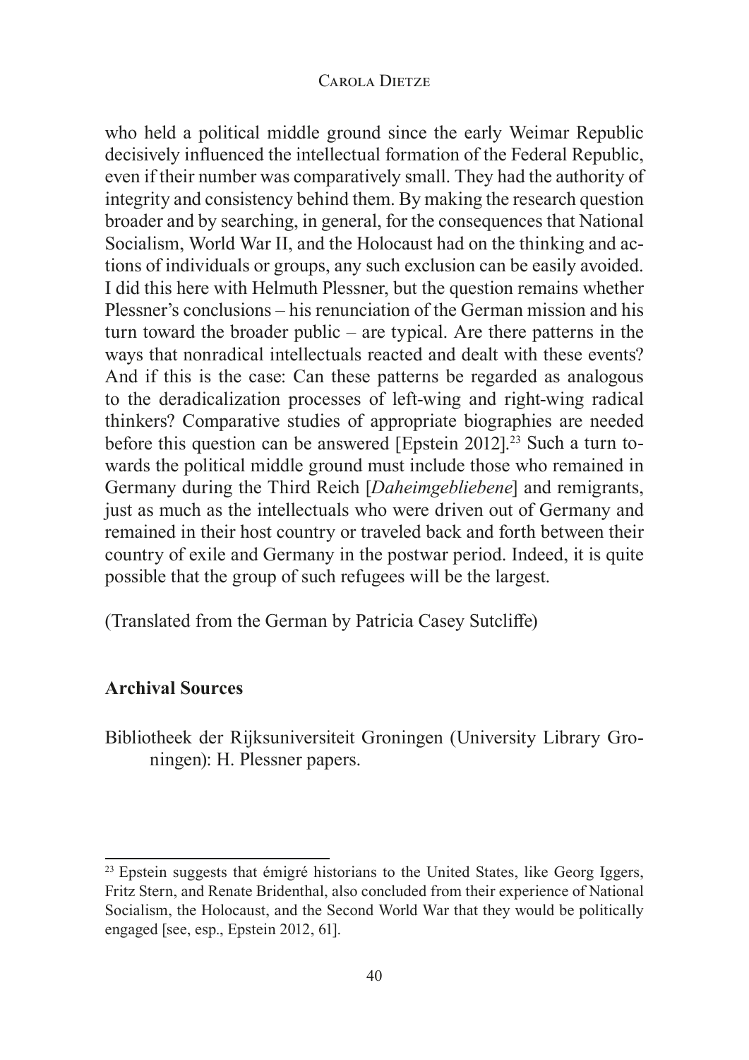who held a political middle ground since the early Weimar Republic decisively influenced the intellectual formation of the Federal Republic, even if their number was comparatively small. They had the authority of integrity and consistency behind them. By making the research question broader and by searching, in general, for the consequences that National Socialism, World War II, and the Holocaust had on the thinking and actions of individuals or groups, any such exclusion can be easily avoided. I did this here with Helmuth Plessner, but the question remains whether Plessner's conclusions – his renunciation of the German mission and his turn toward the broader public – are typical. Are there patterns in the ways that nonradical intellectuals reacted and dealt with these events? And if this is the case: Can these patterns be regarded as analogous to the deradicalization processes of left-wing and right-wing radical thinkers? Comparative studies of appropriate biographies are needed before this question can be answered [Epstein 2012].[23] Such a turn towards the political middle ground must include those who remained in Germany during the Third Reich [*Daheimgebliebene*] and remigrants, just as much as the intellectuals who were driven out of Germany and remained in their host country or traveled back and forth between their country of exile and Germany in the postwar period. Indeed, it is quite possible that the group of such refugees will be the largest.

(Translated from the German by Patricia Casey Sutcliffe)

## Archival Sources

Bibliotheek der Rijksuniversiteit Groningen (University Library Groningen): H. Plessner papers.

---

[23] Epstein suggests that émigré historians to the United States, like Georg Iggers, Fritz Stern, and Renate Bridenthal, also concluded from their experience of National Socialism, the Holocaust, and the Second World War that they would be politically engaged [see, esp., Epstein 2012, 61].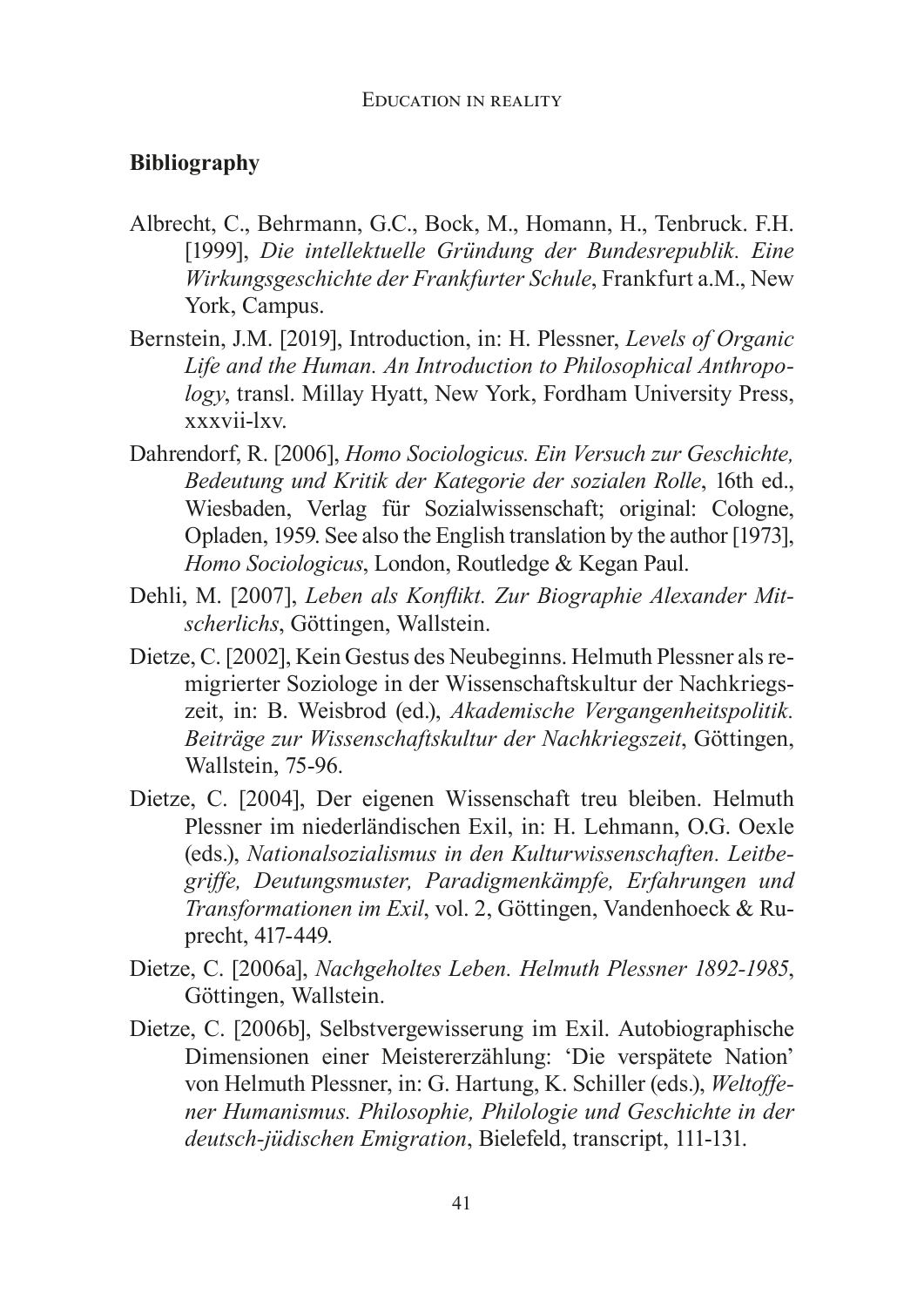## Bibliography

Albrecht, C., Behrmann, G.C., Bock, M., Homann, H., Tenbruck. F.H. [1999], *Die intellektuelle Gründung der Bundesrepublik. Eine Wirkungsgeschichte der Frankfurter Schule*, Frankfurt a.M., New York, Campus.

Bernstein, J.M. [2019], Introduction, in: H. Plessner, *Levels of Organic Life and the Human. An Introduction to Philosophical Anthropology*, transl. Millay Hyatt, New York, Fordham University Press, xxxvii-lxv.

Dahrendorf, R. [2006], *Homo Sociologicus. Ein Versuch zur Geschichte, Bedeutung und Kritik der Kategorie der sozialen Rolle*, 16th ed., Wiesbaden, Verlag für Sozialwissenschaft; original: Cologne, Opladen, 1959. See also the English translation by the author [1973], *Homo Sociologicus*, London, Routledge & Kegan Paul.

Dehli, M. [2007], *Leben als Konflikt. Zur Biographie Alexander Mitscherlichs*, Göttingen, Wallstein.

Dietze, C. [2002], Kein Gestus des Neubeginns. Helmuth Plessner als remigrierter Soziologe in der Wissenschaftskultur der Nachkriegszeit, in: B. Weisbrod (ed.), *Akademische Vergangenheitspolitik. Beiträge zur Wissenschaftskultur der Nachkriegszeit*, Göttingen, Wallstein, 75-96.

Dietze, C. [2004], Der eigenen Wissenschaft treu bleiben. Helmuth Plessner im niederländischen Exil, in: H. Lehmann, O.G. Oexle (eds.), *Nationalsozialismus in den Kulturwissenschaften. Leitbegriffe, Deutungsmuster, Paradigmenkämpfe, Erfahrungen und Transformationen im Exil*, vol. 2, Göttingen, Vandenhoeck & Ruprecht, 417-449.

Dietze, C. [2006a], *Nachgeholtes Leben. Helmuth Plessner 1892-1985*, Göttingen, Wallstein.

Dietze, C. [2006b], Selbstvergewisserung im Exil. Autobiographische Dimensionen einer Meistererzählung: 'Die verspätete Nation' von Helmuth Plessner, in: G. Hartung, K. Schiller (eds.), *Weltoffener Humanismus. Philosophie, Philologie und Geschichte in der deutsch-jüdischen Emigration*, Bielefeld, transcript, 111-131.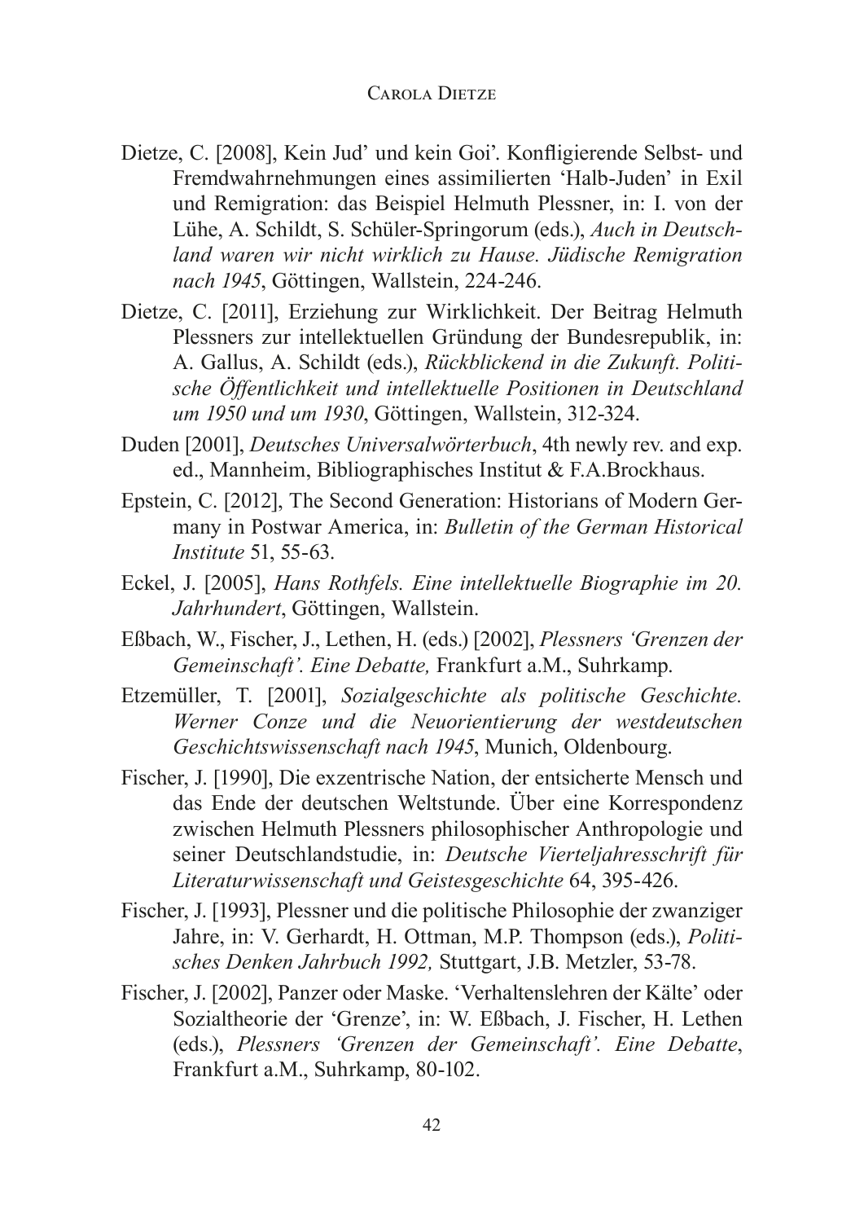Dietze, C. [2008], Kein Jud' und kein Goi'. Konfligierende Selbst- und Fremdwahrnehmungen eines assimilierten 'Halb-Juden' in Exil und Remigration: das Beispiel Helmuth Plessner, in: I. von der Lühe, A. Schildt, S. Schüler-Springorum (eds.), *Auch in Deutschland waren wir nicht wirklich zu Hause. Jüdische Remigration nach 1945*, Göttingen, Wallstein, 224-246.

Dietze, C. [2011], Erziehung zur Wirklichkeit. Der Beitrag Helmuth Plessners zur intellektuellen Gründung der Bundesrepublik, in: A. Gallus, A. Schildt (eds.), *Rückblickend in die Zukunft. Politische Öffentlichkeit und intellektuelle Positionen in Deutschland um 1950 und um 1930*, Göttingen, Wallstein, 312-324.

Duden [2001], *Deutsches Universalwörterbuch*, 4th newly rev. and exp. ed., Mannheim, Bibliographisches Institut & F.A.Brockhaus.

Epstein, C. [2012], The Second Generation: Historians of Modern Germany in Postwar America, in: *Bulletin of the German Historical Institute* 51, 55-63.

Eckel, J. [2005], *Hans Rothfels. Eine intellektuelle Biographie im 20. Jahrhundert*, Göttingen, Wallstein.

Eßbach, W., Fischer, J., Lethen, H. (eds.) [2002], *Plessners 'Grenzen der Gemeinschaft'. Eine Debatte,* Frankfurt a.M., Suhrkamp.

Etzemüller, T. [2001], *Sozialgeschichte als politische Geschichte. Werner Conze und die Neuorientierung der westdeutschen Geschichtswissenschaft nach 1945*, Munich, Oldenbourg.

Fischer, J. [1990], Die exzentrische Nation, der entsicherte Mensch und das Ende der deutschen Weltstunde. Über eine Korrespondenz zwischen Helmuth Plessners philosophischer Anthropologie und seiner Deutschlandstudie, in: *Deutsche Vierteljahresschrift für Literaturwissenschaft und Geistesgeschichte* 64, 395-426.

Fischer, J. [1993], Plessner und die politische Philosophie der zwanziger Jahre, in: V. Gerhardt, H. Ottman, M.P. Thompson (eds.), *Politisches Denken Jahrbuch 1992,* Stuttgart, J.B. Metzler, 53-78.

Fischer, J. [2002], Panzer oder Maske. 'Verhaltenslehren der Kälte' oder Sozialtheorie der 'Grenze', in: W. Eßbach, J. Fischer, H. Lethen (eds.), *Plessners 'Grenzen der Gemeinschaft'. Eine Debatte*, Frankfurt a.M., Suhrkamp, 80-102.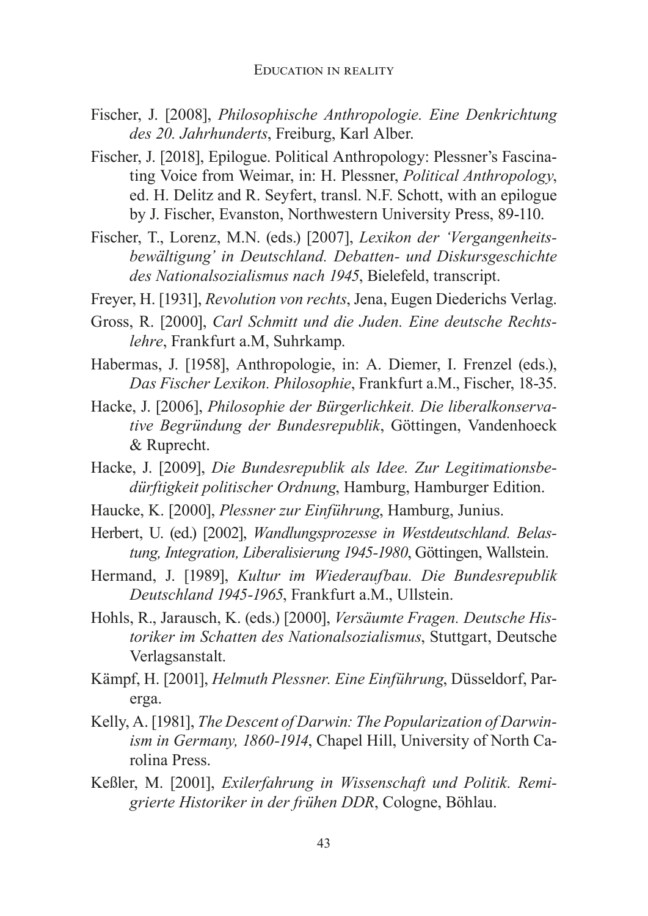Fischer, J. [2008], *Philosophische Anthropologie. Eine Denkrichtung des 20. Jahrhunderts*, Freiburg, Karl Alber.

Fischer, J. [2018], Epilogue. Political Anthropology: Plessner's Fascinating Voice from Weimar, in: H. Plessner, *Political Anthropology*, ed. H. Delitz and R. Seyfert, transl. N.F. Schott, with an epilogue by J. Fischer, Evanston, Northwestern University Press, 89-110.

Fischer, T., Lorenz, M.N. (eds.) [2007], *Lexikon der 'Vergangenheitsbewältigung' in Deutschland. Debatten- und Diskursgeschichte des Nationalsozialismus nach 1945*, Bielefeld, transcript.

Freyer, H. [1931], *Revolution von rechts*, Jena, Eugen Diederichs Verlag.

Gross, R. [2000], *Carl Schmitt und die Juden. Eine deutsche Rechtslehre*, Frankfurt a.M, Suhrkamp.

Habermas, J. [1958], Anthropologie, in: A. Diemer, I. Frenzel (eds.), *Das Fischer Lexikon. Philosophie*, Frankfurt a.M., Fischer, 18-35.

Hacke, J. [2006], *Philosophie der Bürgerlichkeit. Die liberalkonservative Begründung der Bundesrepublik*, Göttingen, Vandenhoeck & Ruprecht.

Hacke, J. [2009], *Die Bundesrepublik als Idee. Zur Legitimationsbedürftigkeit politischer Ordnung*, Hamburg, Hamburger Edition.

Haucke, K. [2000], *Plessner zur Einführung*, Hamburg, Junius.

Herbert, U. (ed.) [2002], *Wandlungsprozesse in Westdeutschland. Belastung, Integration, Liberalisierung 1945-1980*, Göttingen, Wallstein.

Hermand, J. [1989], *Kultur im Wiederaufbau. Die Bundesrepublik Deutschland 1945-1965*, Frankfurt a.M., Ullstein.

Hohls, R., Jarausch, K. (eds.) [2000], *Versäumte Fragen. Deutsche Historiker im Schatten des Nationalsozialismus*, Stuttgart, Deutsche Verlagsanstalt.

Kämpf, H. [2001], *Helmuth Plessner. Eine Einführung*, Düsseldorf, Parerga.

Kelly, A. [1981], *The Descent of Darwin: The Popularization of Darwinism in Germany, 1860-1914*, Chapel Hill, University of North Carolina Press.

Keßler, M. [2001], *Exilerfahrung in Wissenschaft und Politik. Remigrierte Historiker in der frühen DDR*, Cologne, Böhlau.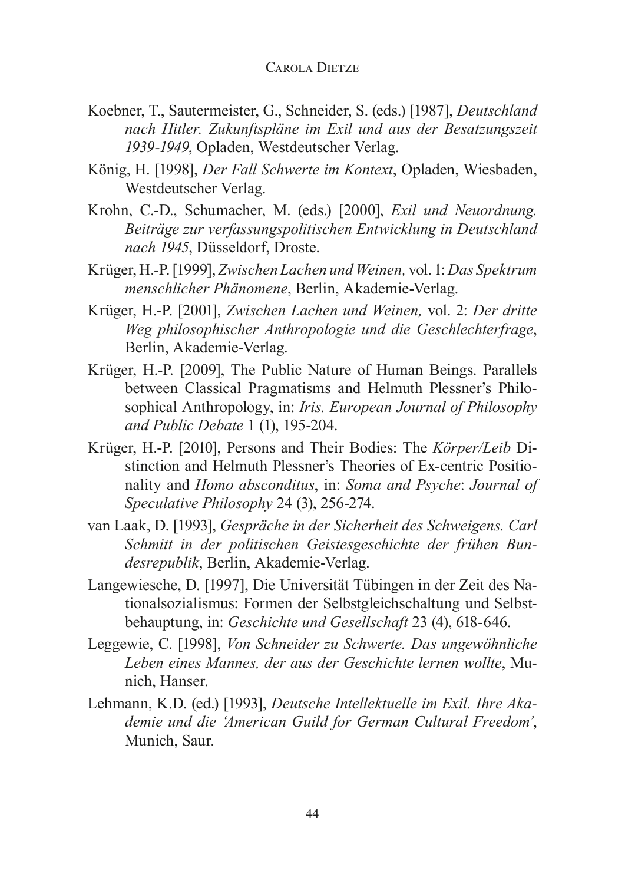Koebner, T., Sautermeister, G., Schneider, S. (eds.) [1987], *Deutschland nach Hitler. Zukunftspläne im Exil und aus der Besatzungszeit 1939-1949*, Opladen, Westdeutscher Verlag.

König, H. [1998], *Der Fall Schwerte im Kontext*, Opladen, Wiesbaden, Westdeutscher Verlag.

Krohn, C.-D., Schumacher, M. (eds.) [2000], *Exil und Neuordnung. Beiträge zur verfassungspolitischen Entwicklung in Deutschland nach 1945*, Düsseldorf, Droste.

Krüger, H.-P. [1999], *Zwischen Lachen und Weinen,* vol. 1: *Das Spektrum menschlicher Phänomene*, Berlin, Akademie-Verlag.

Krüger, H.-P. [2001], *Zwischen Lachen und Weinen,* vol. 2: *Der dritte Weg philosophischer Anthropologie und die Geschlechterfrage*, Berlin, Akademie-Verlag.

Krüger, H.-P. [2009], The Public Nature of Human Beings. Parallels between Classical Pragmatisms and Helmuth Plessner's Philosophical Anthropology, in: *Iris. European Journal of Philosophy and Public Debate* 1 (1), 195-204.

Krüger, H.-P. [2010], Persons and Their Bodies: The *Körper/Leib* Distinction and Helmuth Plessner's Theories of Ex-centric Positionality and *Homo absconditus*, in: *Soma and Psyche*: *Journal of Speculative Philosophy* 24 (3), 256-274.

van Laak, D. [1993], *Gespräche in der Sicherheit des Schweigens. Carl Schmitt in der politischen Geistesgeschichte der frühen Bundesrepublik*, Berlin, Akademie-Verlag.

Langewiesche, D. [1997], Die Universität Tübingen in der Zeit des Nationalsozialismus: Formen der Selbstgleichschaltung und Selbstbehauptung, in: *Geschichte und Gesellschaft* 23 (4), 618-646.

Leggewie, C. [1998], *Von Schneider zu Schwerte. Das ungewöhnliche Leben eines Mannes, der aus der Geschichte lernen wollte*, Munich, Hanser.

Lehmann, K.D. (ed.) [1993], *Deutsche Intellektuelle im Exil. Ihre Akademie und die 'American Guild for German Cultural Freedom'*, Munich, Saur.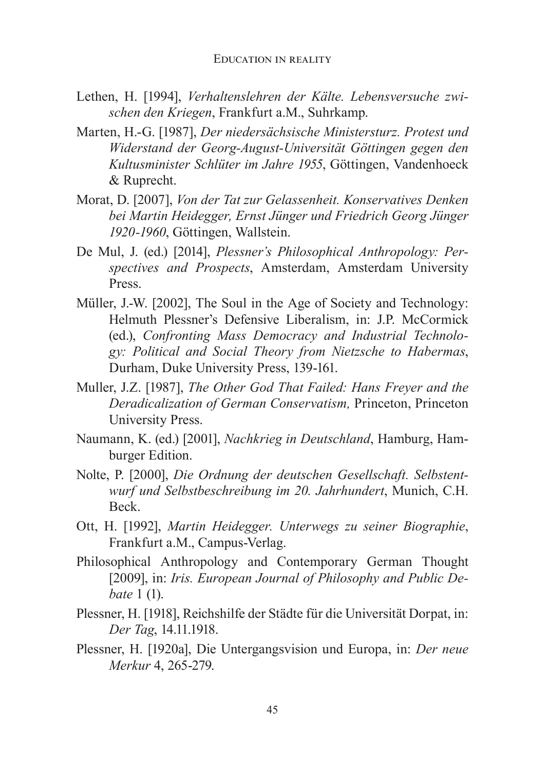Lethen, H. [1994], *Verhaltenslehren der Kälte. Lebensversuche zwischen den Kriegen*, Frankfurt a.M., Suhrkamp.

Marten, H.-G. [1987], *Der niedersächsische Ministersturz. Protest und Widerstand der Georg-August-Universität Göttingen gegen den Kultusminister Schlüter im Jahre 1955*, Göttingen, Vandenhoeck & Ruprecht.

Morat, D. [2007], *Von der Tat zur Gelassenheit. Konservatives Denken bei Martin Heidegger, Ernst Jünger und Friedrich Georg Jünger 1920-1960*, Göttingen, Wallstein.

De Mul, J. (ed.) [2014], *Plessner's Philosophical Anthropology: Perspectives and Prospects*, Amsterdam, Amsterdam University Press.

Müller, J.-W. [2002], The Soul in the Age of Society and Technology: Helmuth Plessner's Defensive Liberalism, in: J.P. McCormick (ed.), *Confronting Mass Democracy and Industrial Technology: Political and Social Theory from Nietzsche to Habermas*, Durham, Duke University Press, 139-161.

Muller, J.Z. [1987], *The Other God That Failed: Hans Freyer and the Deradicalization of German Conservatism,* Princeton, Princeton University Press.

Naumann, K. (ed.) [2001], *Nachkrieg in Deutschland*, Hamburg, Hamburger Edition.

Nolte, P. [2000], *Die Ordnung der deutschen Gesellschaft. Selbstentwurf und Selbstbeschreibung im 20. Jahrhundert*, Munich, C.H. Beck.

Ott, H. [1992], *Martin Heidegger. Unterwegs zu seiner Biographie*, Frankfurt a.M., Campus-Verlag.

Philosophical Anthropology and Contemporary German Thought [2009], in: *Iris. European Journal of Philosophy and Public Debate* 1 (1).

Plessner, H. [1918], Reichshilfe der Städte für die Universität Dorpat, in: *Der Tag*, 14.11.1918.

Plessner, H. [1920a], Die Untergangsvision und Europa, in: *Der neue Merkur* 4, 265-279.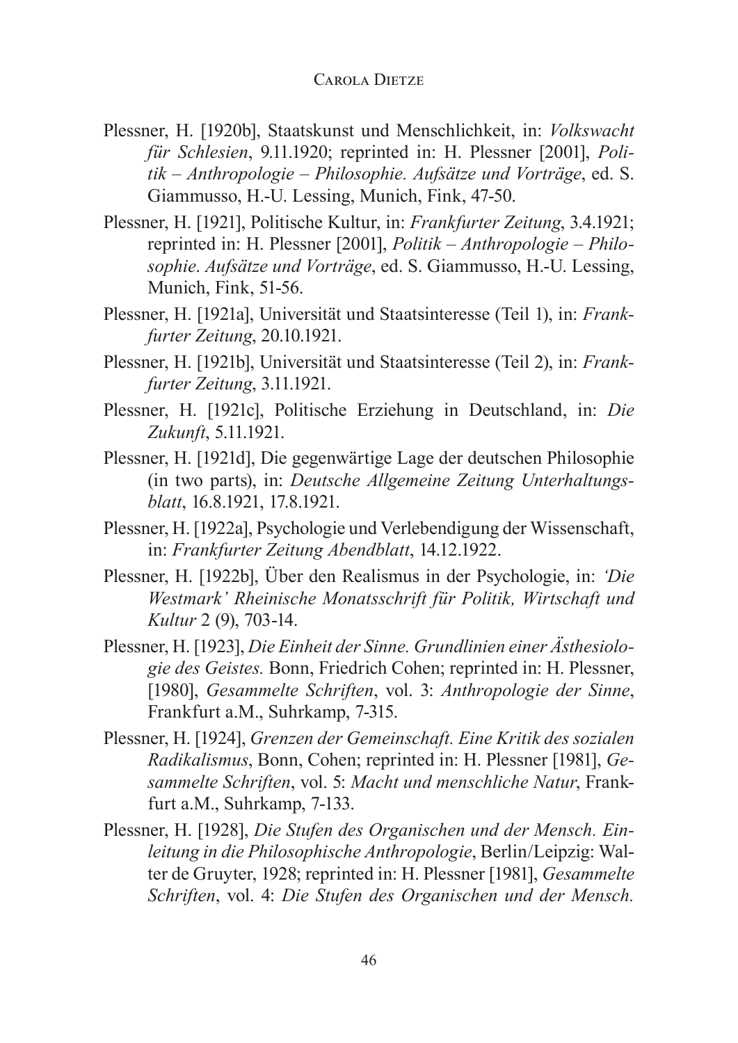Plessner, H. [1920b], Staatskunst und Menschlichkeit, in: *Volkswacht für Schlesien*, 9.11.1920; reprinted in: H. Plessner [2001], *Politik – Anthropologie – Philosophie. Aufsätze und Vorträge*, ed. S. Giammusso, H.-U. Lessing, Munich, Fink, 47-50.

Plessner, H. [1921], Politische Kultur, in: *Frankfurter Zeitung*, 3.4.1921; reprinted in: H. Plessner [2001], *Politik – Anthropologie – Philosophie. Aufsätze und Vorträge*, ed. S. Giammusso, H.-U. Lessing, Munich, Fink, 51-56.

Plessner, H. [1921a], Universität und Staatsinteresse (Teil 1), in: *Frankfurter Zeitung*, 20.10.1921.

Plessner, H. [1921b], Universität und Staatsinteresse (Teil 2), in: *Frankfurter Zeitung*, 3.11.1921.

Plessner, H. [1921c], Politische Erziehung in Deutschland, in: *Die Zukunft*, 5.11.1921.

Plessner, H. [1921d], Die gegenwärtige Lage der deutschen Philosophie (in two parts), in: *Deutsche Allgemeine Zeitung Unterhaltungsblatt*, 16.8.1921, 17.8.1921.

Plessner, H. [1922a], Psychologie und Verlebendigung der Wissenschaft, in: *Frankfurter Zeitung Abendblatt*, 14.12.1922.

Plessner, H. [1922b], Über den Realismus in der Psychologie, in: *'Die Westmark' Rheinische Monatsschrift für Politik, Wirtschaft und Kultur* 2 (9), 703-14.

Plessner, H. [1923], *Die Einheit der Sinne. Grundlinien einer Ästhesiologie des Geistes.* Bonn, Friedrich Cohen; reprinted in: H. Plessner, [1980], *Gesammelte Schriften*, vol. 3: *Anthropologie der Sinne*, Frankfurt a.M., Suhrkamp, 7-315.

Plessner, H. [1924], *Grenzen der Gemeinschaft. Eine Kritik des sozialen Radikalismus*, Bonn, Cohen; reprinted in: H. Plessner [1981], *Gesammelte Schriften*, vol. 5: *Macht und menschliche Natur*, Frankfurt a.M., Suhrkamp, 7-133.

Plessner, H. [1928], *Die Stufen des Organischen und der Mensch. Einleitung in die Philosophische Anthropologie*, Berlin/Leipzig: Walter de Gruyter, 1928; reprinted in: H. Plessner [1981], *Gesammelte Schriften*, vol. 4: *Die Stufen des Organischen und der Mensch.*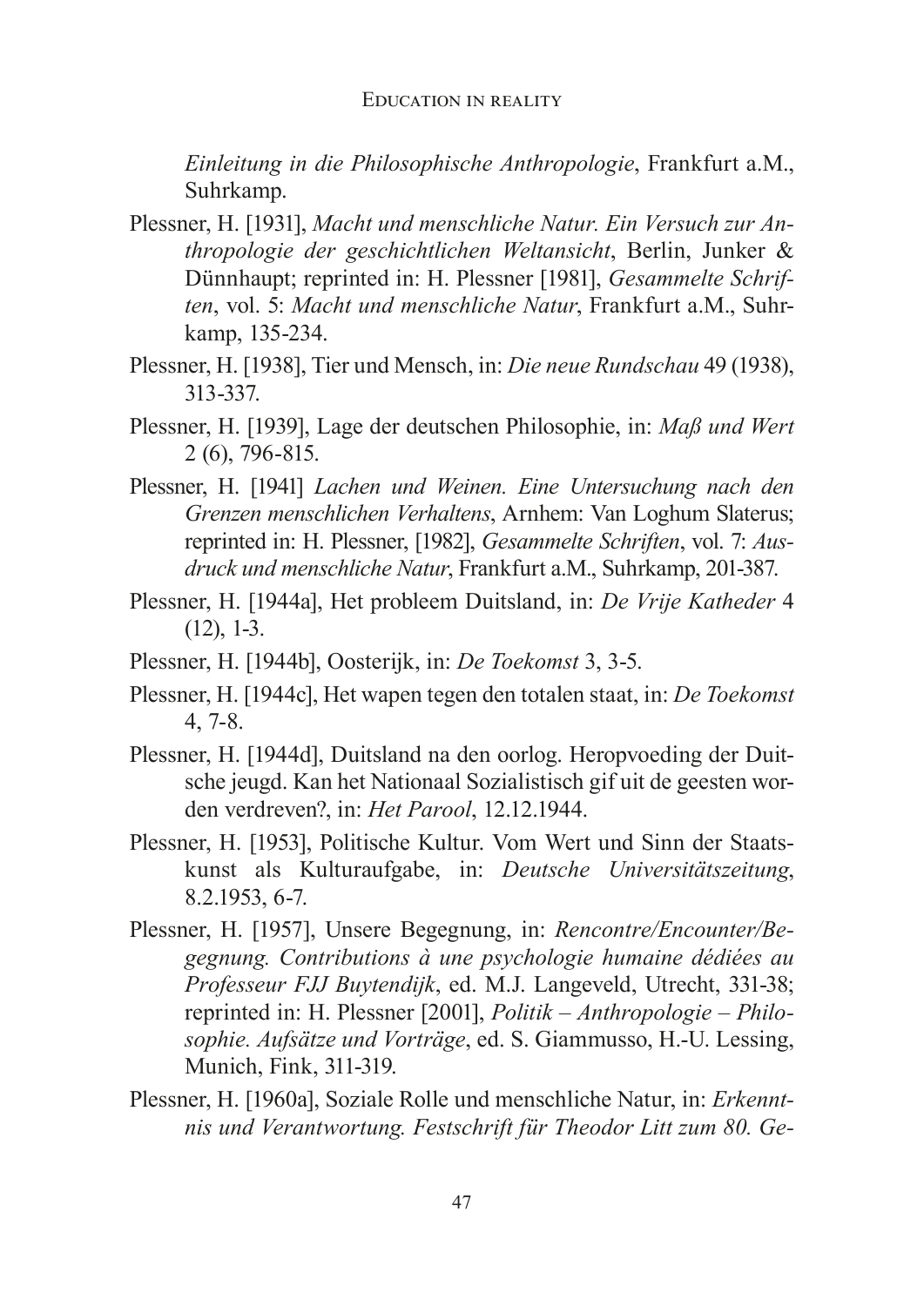*Einleitung in die Philosophische Anthropologie*, Frankfurt a.M., Suhrkamp.

Plessner, H. [1931], *Macht und menschliche Natur. Ein Versuch zur Anthropologie der geschichtlichen Weltansicht*, Berlin, Junker & Dünnhaupt; reprinted in: H. Plessner [1981], *Gesammelte Schriften*, vol. 5: *Macht und menschliche Natur*, Frankfurt a.M., Suhrkamp, 135-234.

Plessner, H. [1938], Tier und Mensch, in: *Die neue Rundschau* 49 (1938), 313-337.

Plessner, H. [1939], Lage der deutschen Philosophie, in: *Maß und Wert* 2 (6), 796-815.

Plessner, H. [1941] *Lachen und Weinen. Eine Untersuchung nach den Grenzen menschlichen Verhaltens*, Arnhem: Van Loghum Slaterus; reprinted in: H. Plessner, [1982], *Gesammelte Schriften*, vol. 7: *Ausdruck und menschliche Natur*, Frankfurt a.M., Suhrkamp, 201-387.

Plessner, H. [1944a], Het probleem Duitsland, in: *De Vrije Katheder* 4 (12), 1-3.

Plessner, H. [1944b], Oosterijk, in: *De Toekomst* 3, 3-5.

Plessner, H. [1944c], Het wapen tegen den totalen staat, in: *De Toekomst* 4, 7-8.

Plessner, H. [1944d], Duitsland na den oorlog. Heropvoeding der Duitsche jeugd. Kan het Nationaal Sozialistisch gif uit de geesten worden verdreven?, in: *Het Parool*, 12.12.1944.

Plessner, H. [1953], Politische Kultur. Vom Wert und Sinn der Staatskunst als Kulturaufgabe, in: *Deutsche Universitätszeitung*, 8.2.1953, 6-7.

Plessner, H. [1957], Unsere Begegnung, in: *Rencontre/Encounter/Begegnung. Contributions à une psychologie humaine dédiées au Professeur FJJ Buytendijk*, ed. M.J. Langeveld, Utrecht, 331-38; reprinted in: H. Plessner [2001], *Politik – Anthropologie – Philosophie. Aufsätze und Vorträge*, ed. S. Giammusso, H.-U. Lessing, Munich, Fink, 311-319.

Plessner, H. [1960a], Soziale Rolle und menschliche Natur, in: *Erkenntnis und Verantwortung. Festschrift für Theodor Litt zum 80. Ge-*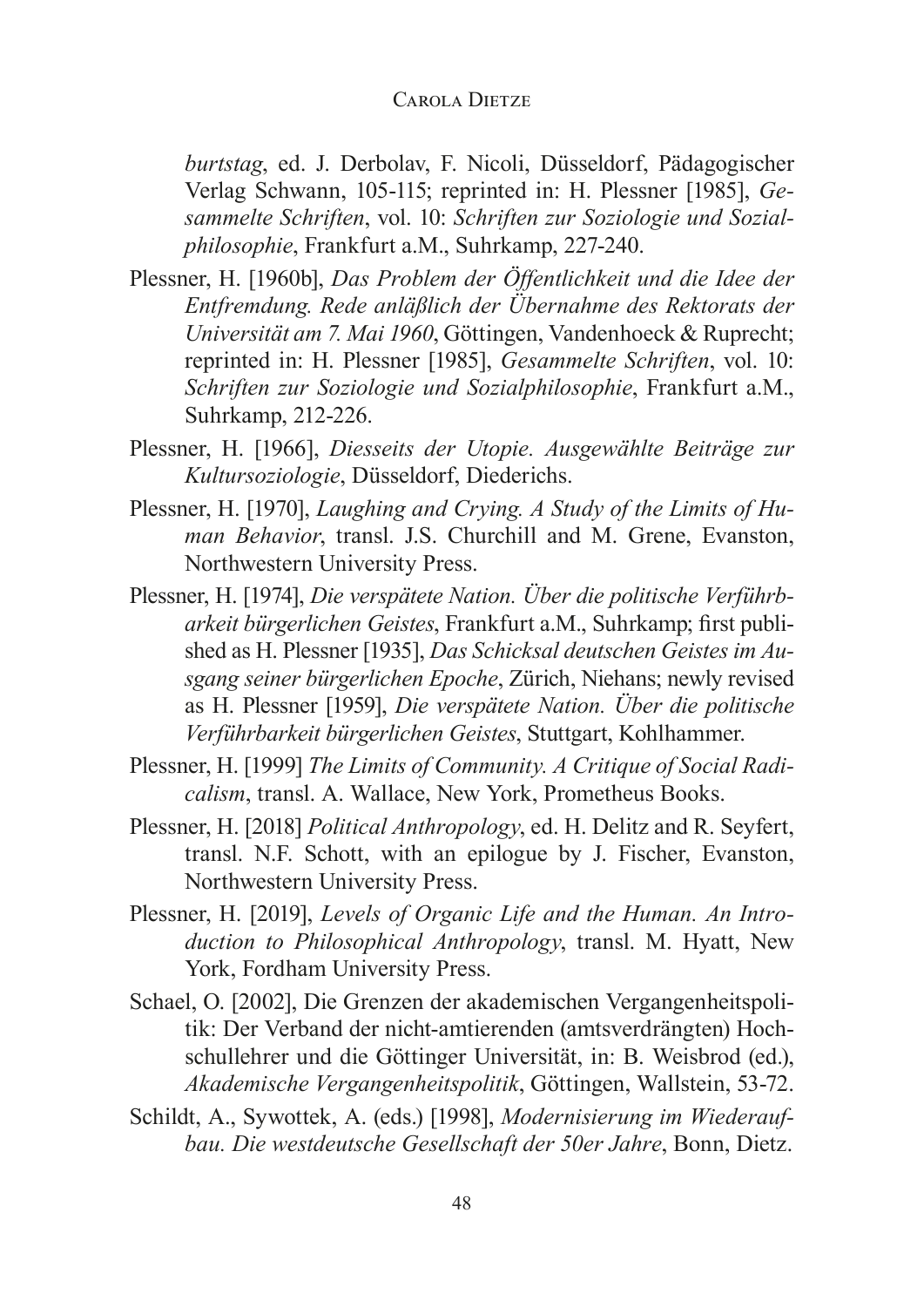*burtstag*, ed. J. Derbolav, F. Nicoli, Düsseldorf, Pädagogischer Verlag Schwann, 105-115; reprinted in: H. Plessner [1985], *Gesammelte Schriften*, vol. 10: *Schriften zur Soziologie und Sozialphilosophie*, Frankfurt a.M., Suhrkamp, 227-240.

Plessner, H. [1960b], *Das Problem der Öffentlichkeit und die Idee der Entfremdung. Rede anläßlich der Übernahme des Rektorats der Universität am 7. Mai 1960*, Göttingen, Vandenhoeck & Ruprecht; reprinted in: H. Plessner [1985], *Gesammelte Schriften*, vol. 10: *Schriften zur Soziologie und Sozialphilosophie*, Frankfurt a.M., Suhrkamp, 212-226.

Plessner, H. [1966], *Diesseits der Utopie. Ausgewählte Beiträge zur Kultursoziologie*, Düsseldorf, Diederichs.

Plessner, H. [1970], *Laughing and Crying. A Study of the Limits of Human Behavior*, transl. J.S. Churchill and M. Grene, Evanston, Northwestern University Press.

Plessner, H. [1974], *Die verspätete Nation. Über die politische Verführbarkeit bürgerlichen Geistes*, Frankfurt a.M., Suhrkamp; first published as H. Plessner [1935], *Das Schicksal deutschen Geistes im Ausgang seiner bürgerlichen Epoche*, Zürich, Niehans; newly revised as H. Plessner [1959], *Die verspätete Nation. Über die politische Verführbarkeit bürgerlichen Geistes*, Stuttgart, Kohlhammer.

Plessner, H. [1999] *The Limits of Community. A Critique of Social Radicalism*, transl. A. Wallace, New York, Prometheus Books.

Plessner, H. [2018] *Political Anthropology*, ed. H. Delitz and R. Seyfert, transl. N.F. Schott, with an epilogue by J. Fischer, Evanston, Northwestern University Press.

Plessner, H. [2019], *Levels of Organic Life and the Human. An Introduction to Philosophical Anthropology*, transl. M. Hyatt, New York, Fordham University Press.

Schael, O. [2002], Die Grenzen der akademischen Vergangenheitspolitik: Der Verband der nicht-amtierenden (amtsverdrängten) Hochschullehrer und die Göttinger Universität, in: B. Weisbrod (ed.), *Akademische Vergangenheitspolitik*, Göttingen, Wallstein, 53-72.

Schildt, A., Sywottek, A. (eds.) [1998], *Modernisierung im Wiederaufbau. Die westdeutsche Gesellschaft der 50er Jahre*, Bonn, Dietz.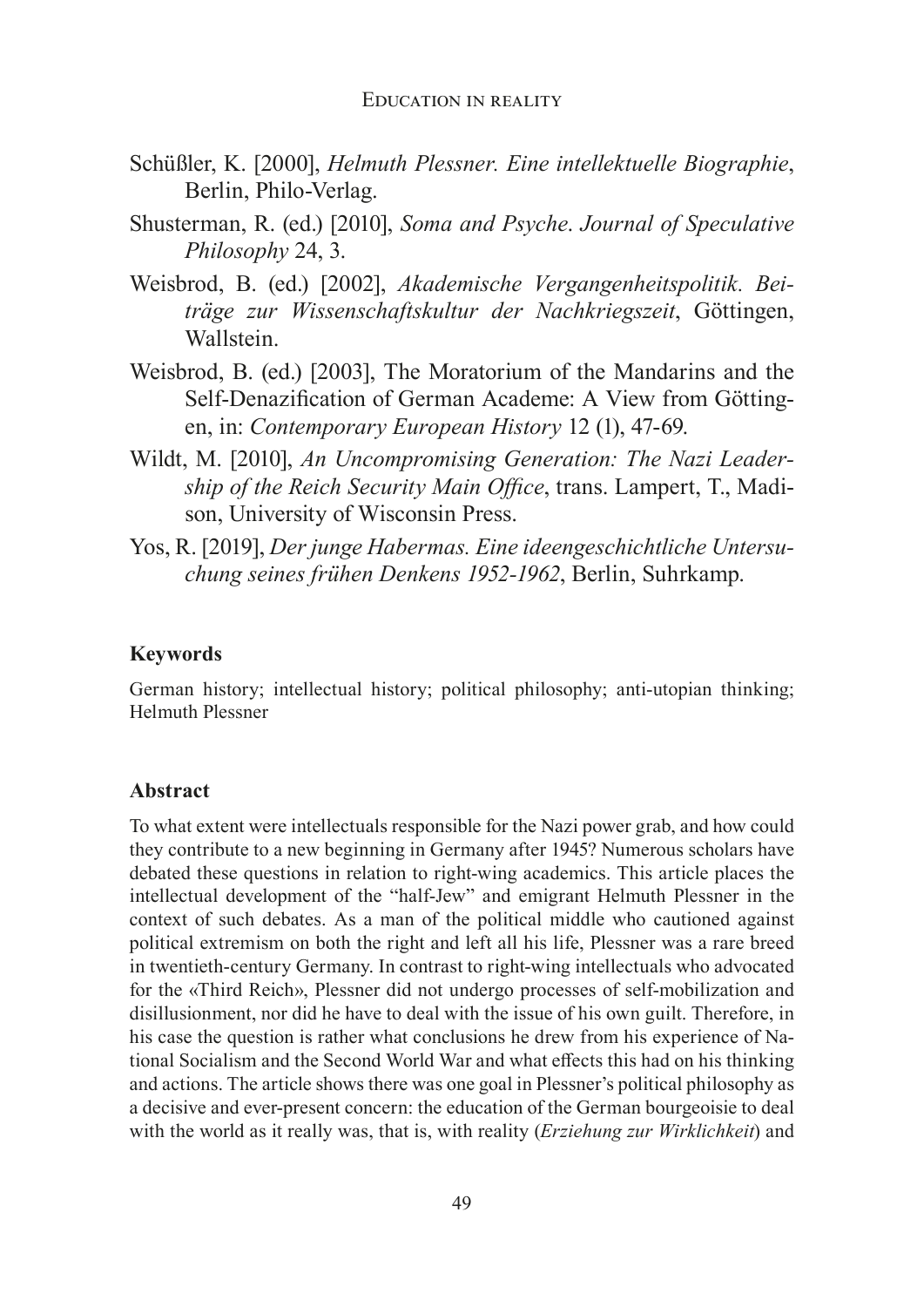Schüßler, K. [2000], *Helmuth Plessner. Eine intellektuelle Biographie*, Berlin, Philo-Verlag.

Shusterman, R. (ed.) [2010], *Soma and Psyche. Journal of Speculative Philosophy* 24, 3.

Weisbrod, B. (ed.) [2002], *Akademische Vergangenheitspolitik. Beiträge zur Wissenschaftskultur der Nachkriegszeit*, Göttingen, Wallstein.

Weisbrod, B. (ed.) [2003], The Moratorium of the Mandarins and the Self-Denazification of German Academe: A View from Göttingen, in: *Contemporary European History* 12 (1), 47-69.

Wildt, M. [2010], *An Uncompromising Generation: The Nazi Leadership of the Reich Security Main Office*, trans. Lampert, T., Madison, University of Wisconsin Press.

Yos, R. [2019], *Der junge Habermas. Eine ideengeschichtliche Untersuchung seines frühen Denkens 1952-1962*, Berlin, Suhrkamp.

### Keywords

German history; intellectual history; political philosophy; anti-utopian thinking; Helmuth Plessner

### Abstract

To what extent were intellectuals responsible for the Nazi power grab, and how could they contribute to a new beginning in Germany after 1945? Numerous scholars have debated these questions in relation to right-wing academics. This article places the intellectual development of the "half-Jew" and emigrant Helmuth Plessner in the context of such debates. As a man of the political middle who cautioned against political extremism on both the right and left all his life, Plessner was a rare breed in twentieth-century Germany. In contrast to right-wing intellectuals who advocated for the «Third Reich», Plessner did not undergo processes of self-mobilization and disillusionment, nor did he have to deal with the issue of his own guilt. Therefore, in his case the question is rather what conclusions he drew from his experience of National Socialism and the Second World War and what effects this had on his thinking and actions. The article shows there was one goal in Plessner's political philosophy as a decisive and ever-present concern: the education of the German bourgeoisie to deal with the world as it really was, that is, with reality (*Erziehung zur Wirklichkeit*) and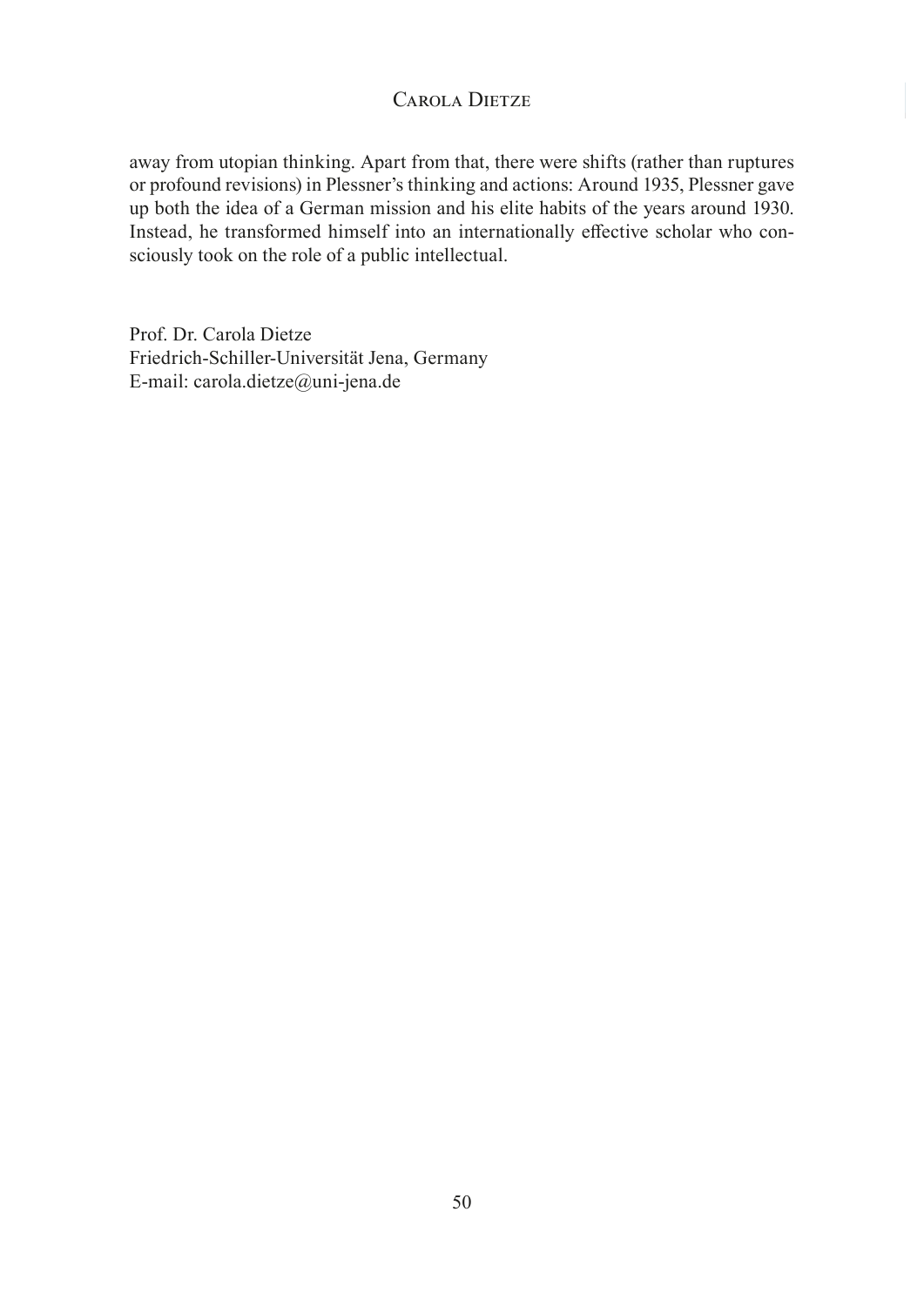away from utopian thinking. Apart from that, there were shifts (rather than ruptures or profound revisions) in Plessner's thinking and actions: Around 1935, Plessner gave up both the idea of a German mission and his elite habits of the years around 1930. Instead, he transformed himself into an internationally effective scholar who consciously took on the role of a public intellectual.

Prof. Dr. Carola Dietze
Friedrich-Schiller-Universität Jena, Germany
E-mail: carola.dietze@uni-jena.de